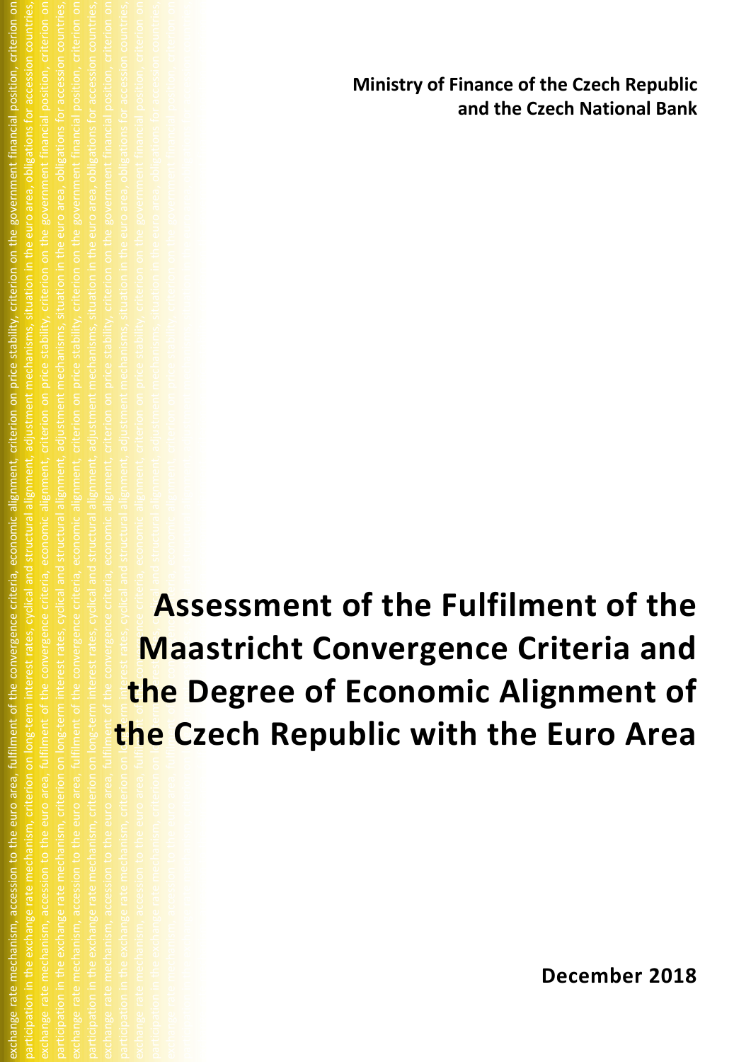**Ministry of Finance of the Czech Republic and the Czech National Bank**

# Assessment of the Fulfilment of the Maastricht Convergence Criteria and the Degree of Economic Alignment of the Czech Republic with the Euro Area

**December 2018**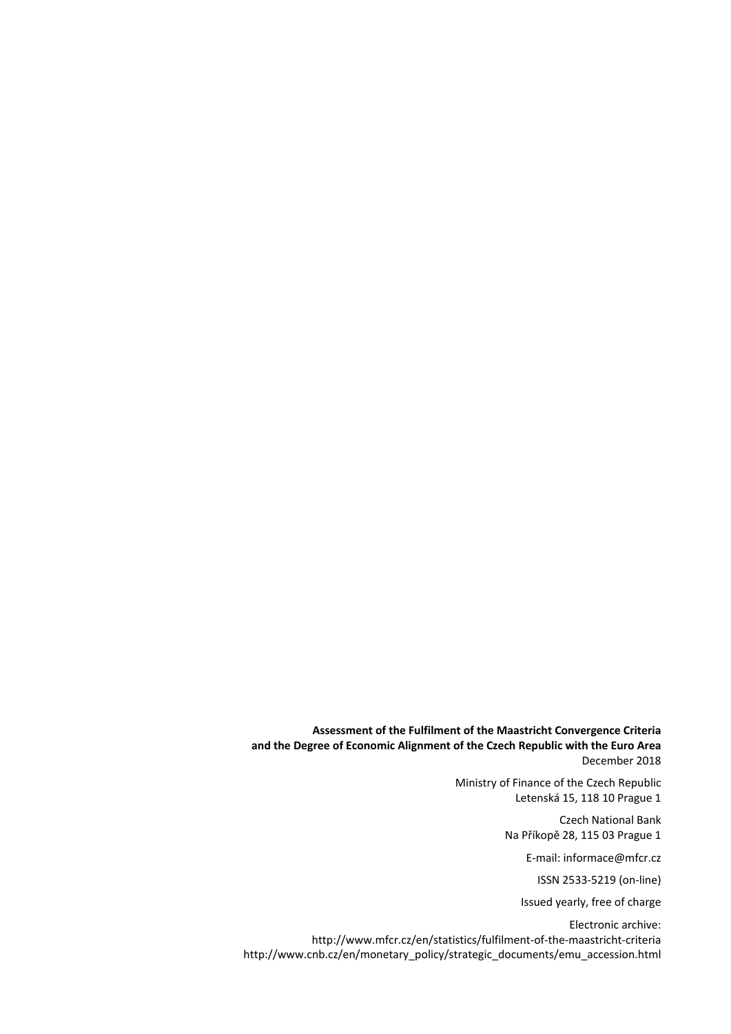**Assessment of the Fulfilment of the Maastricht Convergence Criteria and the Degree of Economic Alignment of the Czech Republic with the Euro Area**
December 2018

Ministry of Finance of the Czech Republic
Letenská 15, 118 10 Prague 1

Czech National Bank
Na Příkopě 28, 115 03 Prague 1

E-mail: informace@mfcr.cz

ISSN 2533-5219 (on-line)

Issued yearly, free of charge

Electronic archive:
http://www.mfcr.cz/en/statistics/fulfilment-of-the-maastricht-criteria
http://www.cnb.cz/en/monetary_policy/strategic_documents/emu_accession.html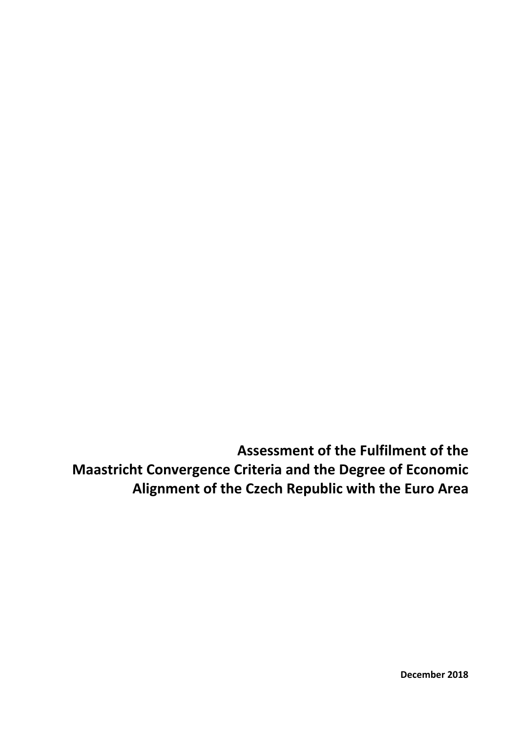# Assessment of the Fulfilment of the Maastricht Convergence Criteria and the Degree of Economic Alignment of the Czech Republic with the Euro Area

**December 2018**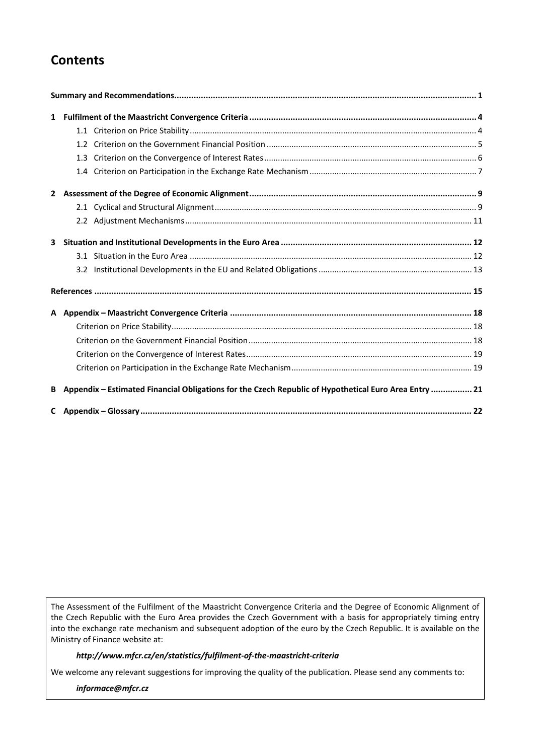# Contents

**Summary and Recommendations** ........ 1

**1 Fulfilment of the Maastricht Convergence Criteria** ........ 4

- 1.1 Criterion on Price Stability ........ 4
- 1.2 Criterion on the Government Financial Position ........ 5
- 1.3 Criterion on the Convergence of Interest Rates ........ 6
- 1.4 Criterion on Participation in the Exchange Rate Mechanism ........ 7

**2 Assessment of the Degree of Economic Alignment** ........ 9

- 2.1 Cyclical and Structural Alignment ........ 9
- 2.2 Adjustment Mechanisms ........ 11

**3 Situation and Institutional Developments in the Euro Area** ........ 12

- 3.1 Situation in the Euro Area ........ 12
- 3.2 Institutional Developments in the EU and Related Obligations ........ 13

**References** ........ 15

**A Appendix – Maastricht Convergence Criteria** ........ 18

- Criterion on Price Stability ........ 18
- Criterion on the Government Financial Position ........ 18
- Criterion on the Convergence of Interest Rates ........ 19
- Criterion on Participation in the Exchange Rate Mechanism ........ 19

**B Appendix – Estimated Financial Obligations for the Czech Republic of Hypothetical Euro Area Entry** ........ 21

**C Appendix – Glossary** ........ 22

The Assessment of the Fulfilment of the Maastricht Convergence Criteria and the Degree of Economic Alignment of the Czech Republic with the Euro Area provides the Czech Government with a basis for appropriately timing entry into the exchange rate mechanism and subsequent adoption of the euro by the Czech Republic. It is available on the Ministry of Finance website at:

***http://www.mfcr.cz/en/statistics/fulfilment-of-the-maastricht-criteria***

We welcome any relevant suggestions for improving the quality of the publication. Please send any comments to:

***informace@mfcr.cz***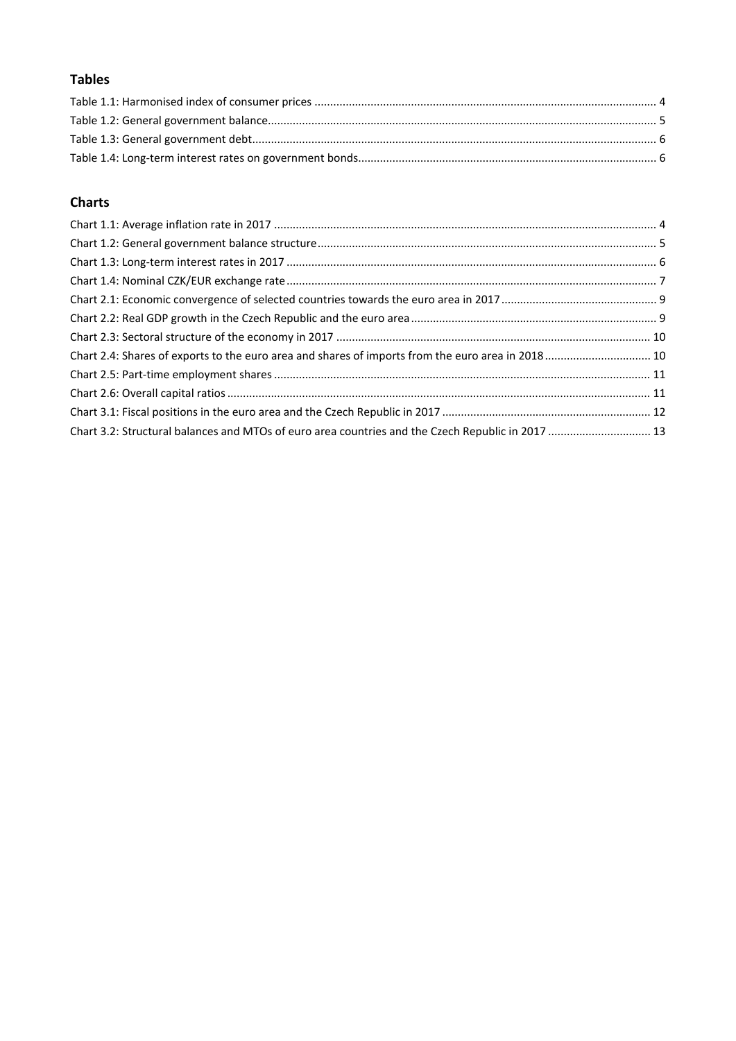## Tables

Table 1.1: Harmonised index of consumer prices ............................................................................................................ 4
Table 1.2: General government balance.......................................................................................................................... 5
Table 1.3: General government debt............................................................................................................................... 6
Table 1.4: Long-term interest rates on government bonds.............................................................................................. 6

## Charts

Chart 1.1: Average inflation rate in 2017 ......................................................................................................................... 4
Chart 1.2: General government balance structure........................................................................................................... 5
Chart 1.3: Long-term interest rates in 2017 ..................................................................................................................... 6
Chart 1.4: Nominal CZK/EUR exchange rate .................................................................................................................... 7
Chart 2.1: Economic convergence of selected countries towards the euro area in 2017 ................................................ 9
Chart 2.2: Real GDP growth in the Czech Republic and the euro area ............................................................................. 9
Chart 2.3: Sectoral structure of the economy in 2017 ................................................................................................... 10
Chart 2.4: Shares of exports to the euro area and shares of imports from the euro area in 2018 ................................. 10
Chart 2.5: Part-time employment shares ....................................................................................................................... 11
Chart 2.6: Overall capital ratios ...................................................................................................................................... 11
Chart 3.1: Fiscal positions in the euro area and the Czech Republic in 2017 ................................................................. 12
Chart 3.2: Structural balances and MTOs of euro area countries and the Czech Republic in 2017 ................................ 13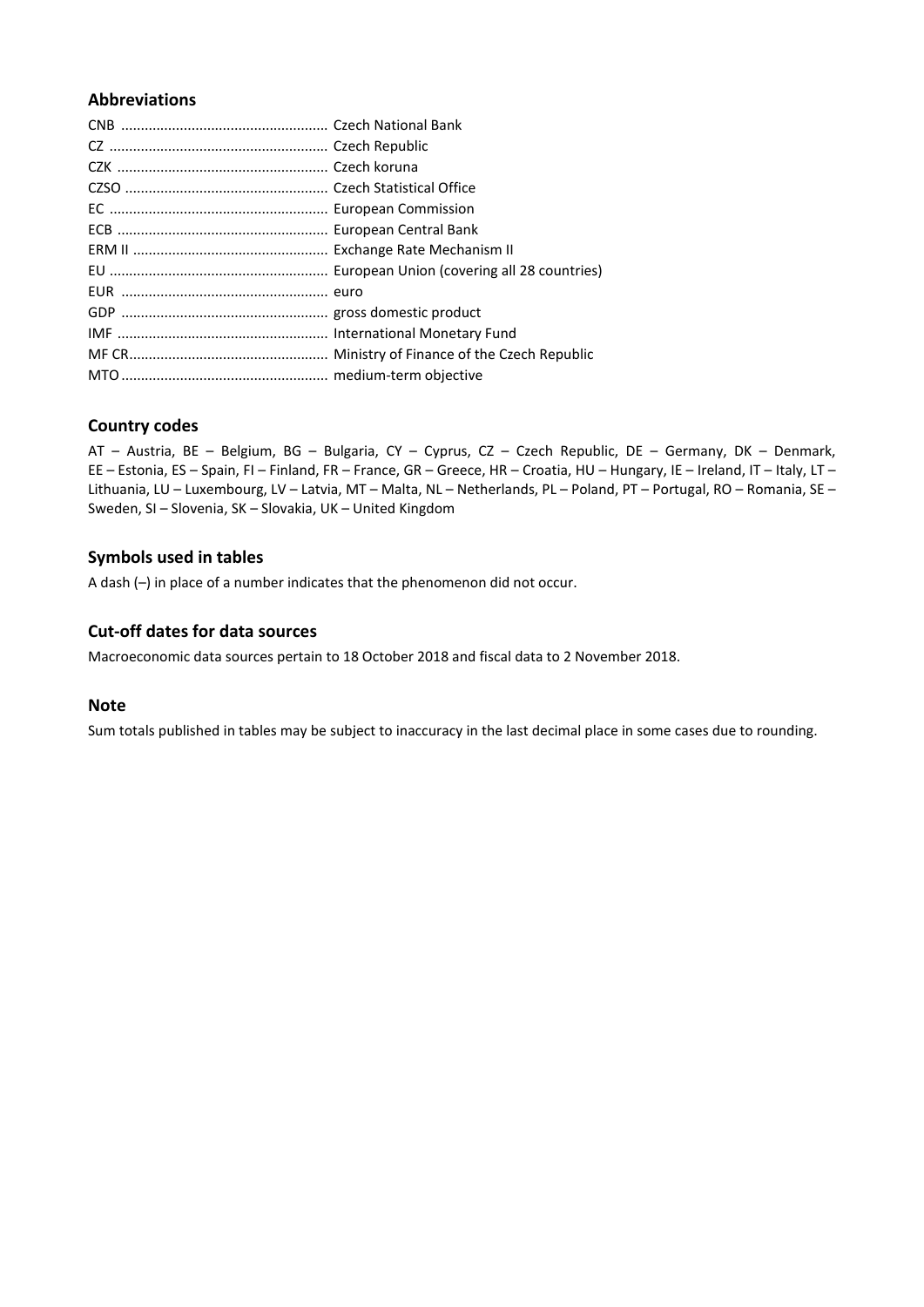## Abbreviations

CNB ..................................................... Czech National Bank
CZ ........................................................ Czech Republic
CZK ...................................................... Czech koruna
CZSO .................................................... Czech Statistical Office
EC ........................................................ European Commission
ECB ...................................................... European Central Bank
ERM II .................................................. Exchange Rate Mechanism II
EU ........................................................ European Union (covering all 28 countries)
EUR ..................................................... euro
GDP ..................................................... gross domestic product
IMF ...................................................... International Monetary Fund
MF CR................................................... Ministry of Finance of the Czech Republic
MTO ..................................................... medium-term objective

## Country codes

AT – Austria, BE – Belgium, BG – Bulgaria, CY – Cyprus, CZ – Czech Republic, DE – Germany, DK – Denmark, EE – Estonia, ES – Spain, FI – Finland, FR – France, GR – Greece, HR – Croatia, HU – Hungary, IE – Ireland, IT – Italy, LT – Lithuania, LU – Luxembourg, LV – Latvia, MT – Malta, NL – Netherlands, PL – Poland, PT – Portugal, RO – Romania, SE – Sweden, SI – Slovenia, SK – Slovakia, UK – United Kingdom

## Symbols used in tables

A dash (–) in place of a number indicates that the phenomenon did not occur.

## Cut-off dates for data sources

Macroeconomic data sources pertain to 18 October 2018 and fiscal data to 2 November 2018.

## Note

Sum totals published in tables may be subject to inaccuracy in the last decimal place in some cases due to rounding.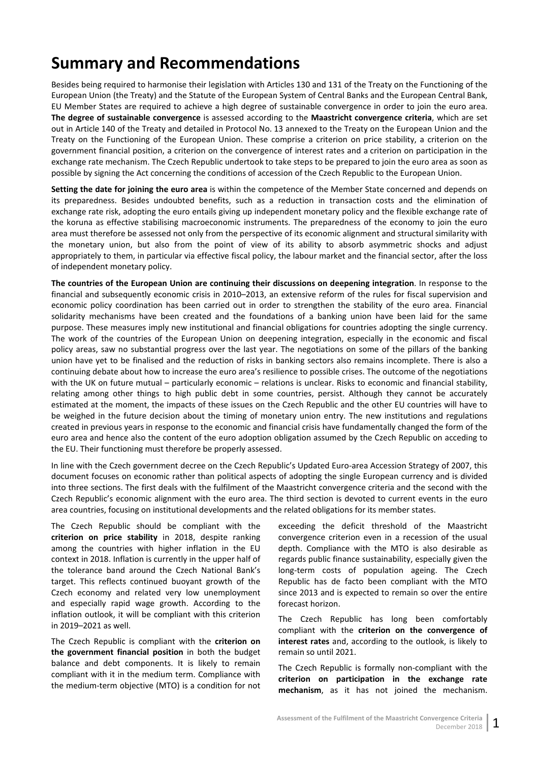# Summary and Recommendations

Besides being required to harmonise their legislation with Articles 130 and 131 of the Treaty on the Functioning of the European Union (the Treaty) and the Statute of the European System of Central Banks and the European Central Bank, EU Member States are required to achieve a high degree of sustainable convergence in order to join the euro area. **The degree of sustainable convergence** is assessed according to the **Maastricht convergence criteria**, which are set out in Article 140 of the Treaty and detailed in Protocol No. 13 annexed to the Treaty on the European Union and the Treaty on the Functioning of the European Union. These comprise a criterion on price stability, a criterion on the government financial position, a criterion on the convergence of interest rates and a criterion on participation in the exchange rate mechanism. The Czech Republic undertook to take steps to be prepared to join the euro area as soon as possible by signing the Act concerning the conditions of accession of the Czech Republic to the European Union.

**Setting the date for joining the euro area** is within the competence of the Member State concerned and depends on its preparedness. Besides undoubted benefits, such as a reduction in transaction costs and the elimination of exchange rate risk, adopting the euro entails giving up independent monetary policy and the flexible exchange rate of the koruna as effective stabilising macroeconomic instruments. The preparedness of the economy to join the euro area must therefore be assessed not only from the perspective of its economic alignment and structural similarity with the monetary union, but also from the point of view of its ability to absorb asymmetric shocks and adjust appropriately to them, in particular via effective fiscal policy, the labour market and the financial sector, after the loss of independent monetary policy.

**The countries of the European Union are continuing their discussions on deepening integration**. In response to the financial and subsequently economic crisis in 2010–2013, an extensive reform of the rules for fiscal supervision and economic policy coordination has been carried out in order to strengthen the stability of the euro area. Financial solidarity mechanisms have been created and the foundations of a banking union have been laid for the same purpose. These measures imply new institutional and financial obligations for countries adopting the single currency. The work of the countries of the European Union on deepening integration, especially in the economic and fiscal policy areas, saw no substantial progress over the last year. The negotiations on some of the pillars of the banking union have yet to be finalised and the reduction of risks in banking sectors also remains incomplete. There is also a continuing debate about how to increase the euro area's resilience to possible crises. The outcome of the negotiations with the UK on future mutual – particularly economic – relations is unclear. Risks to economic and financial stability, relating among other things to high public debt in some countries, persist. Although they cannot be accurately estimated at the moment, the impacts of these issues on the Czech Republic and the other EU countries will have to be weighed in the future decision about the timing of monetary union entry. The new institutions and regulations created in previous years in response to the economic and financial crisis have fundamentally changed the form of the euro area and hence also the content of the euro adoption obligation assumed by the Czech Republic on acceding to the EU. Their functioning must therefore be properly assessed.

In line with the Czech government decree on the Czech Republic's Updated Euro-area Accession Strategy of 2007, this document focuses on economic rather than political aspects of adopting the single European currency and is divided into three sections. The first deals with the fulfilment of the Maastricht convergence criteria and the second with the Czech Republic's economic alignment with the euro area. The third section is devoted to current events in the euro area countries, focusing on institutional developments and the related obligations for its member states.

The Czech Republic should be compliant with the **criterion on price stability** in 2018, despite ranking among the countries with higher inflation in the EU context in 2018. Inflation is currently in the upper half of the tolerance band around the Czech National Bank's target. This reflects continued buoyant growth of the Czech economy and related very low unemployment and especially rapid wage growth. According to the inflation outlook, it will be compliant with this criterion in 2019–2021 as well.

The Czech Republic is compliant with the **criterion on the government financial position** in both the budget balance and debt components. It is likely to remain compliant with it in the medium term. Compliance with the medium-term objective (MTO) is a condition for not exceeding the deficit threshold of the Maastricht convergence criterion even in a recession of the usual depth. Compliance with the MTO is also desirable as regards public finance sustainability, especially given the long-term costs of population ageing. The Czech Republic has de facto been compliant with the MTO since 2013 and is expected to remain so over the entire forecast horizon.

The Czech Republic has long been comfortably compliant with the **criterion on the convergence of interest rates** and, according to the outlook, is likely to remain so until 2021.

The Czech Republic is formally non-compliant with the **criterion on participation in the exchange rate mechanism**, as it has not joined the mechanism.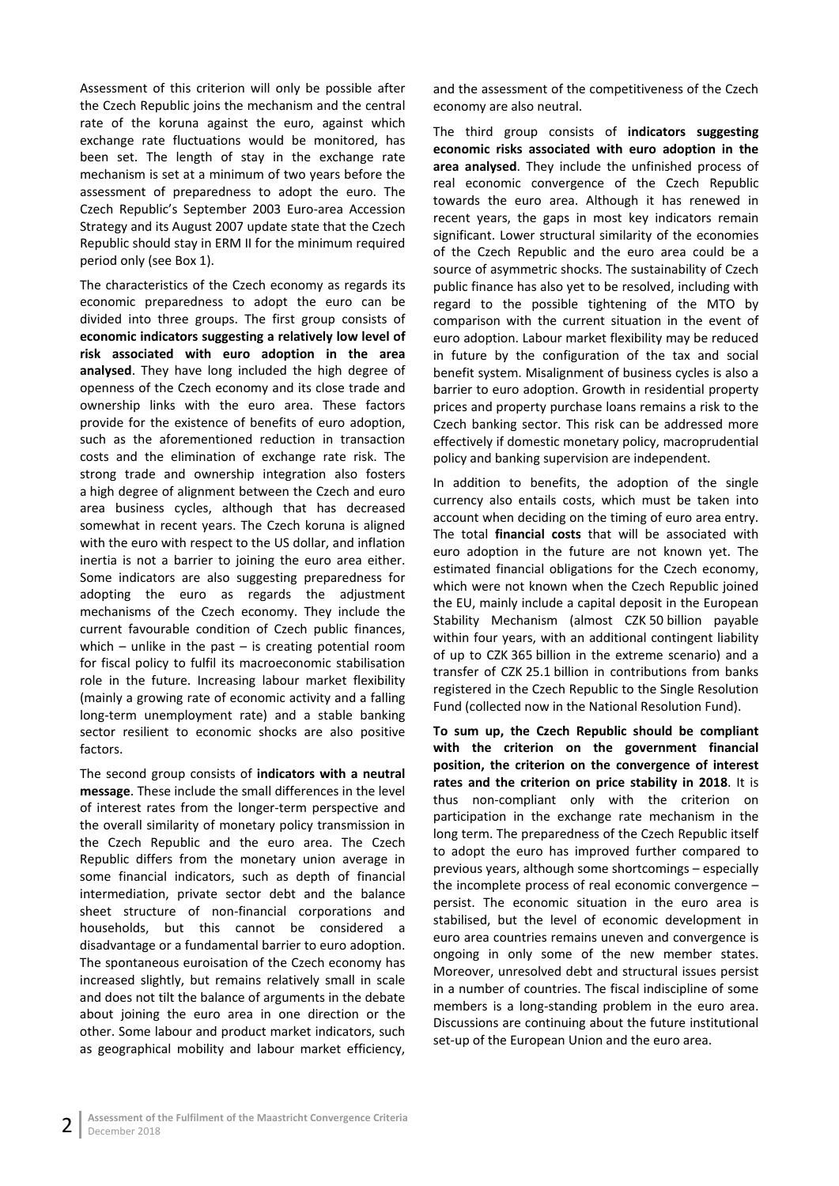Assessment of this criterion will only be possible after the Czech Republic joins the mechanism and the central rate of the koruna against the euro, against which exchange rate fluctuations would be monitored, has been set. The length of stay in the exchange rate mechanism is set at a minimum of two years before the assessment of preparedness to adopt the euro. The Czech Republic's September 2003 Euro-area Accession Strategy and its August 2007 update state that the Czech Republic should stay in ERM II for the minimum required period only (see Box 1).

The characteristics of the Czech economy as regards its economic preparedness to adopt the euro can be divided into three groups. The first group consists of **economic indicators suggesting a relatively low level of risk associated with euro adoption in the area analysed**. They have long included the high degree of openness of the Czech economy and its close trade and ownership links with the euro area. These factors provide for the existence of benefits of euro adoption, such as the aforementioned reduction in transaction costs and the elimination of exchange rate risk. The strong trade and ownership integration also fosters a high degree of alignment between the Czech and euro area business cycles, although that has decreased somewhat in recent years. The Czech koruna is aligned with the euro with respect to the US dollar, and inflation inertia is not a barrier to joining the euro area either. Some indicators are also suggesting preparedness for adopting the euro as regards the adjustment mechanisms of the Czech economy. They include the current favourable condition of Czech public finances, which – unlike in the past – is creating potential room for fiscal policy to fulfil its macroeconomic stabilisation role in the future. Increasing labour market flexibility (mainly a growing rate of economic activity and a falling long-term unemployment rate) and a stable banking sector resilient to economic shocks are also positive factors.

The second group consists of **indicators with a neutral message**. These include the small differences in the level of interest rates from the longer-term perspective and the overall similarity of monetary policy transmission in the Czech Republic and the euro area. The Czech Republic differs from the monetary union average in some financial indicators, such as depth of financial intermediation, private sector debt and the balance sheet structure of non-financial corporations and households, but this cannot be considered a disadvantage or a fundamental barrier to euro adoption. The spontaneous euroisation of the Czech economy has increased slightly, but remains relatively small in scale and does not tilt the balance of arguments in the debate about joining the euro area in one direction or the other. Some labour and product market indicators, such as geographical mobility and labour market efficiency, and the assessment of the competitiveness of the Czech economy are also neutral.

The third group consists of **indicators suggesting economic risks associated with euro adoption in the area analysed**. They include the unfinished process of real economic convergence of the Czech Republic towards the euro area. Although it has renewed in recent years, the gaps in most key indicators remain significant. Lower structural similarity of the economies of the Czech Republic and the euro area could be a source of asymmetric shocks. The sustainability of Czech public finance has also yet to be resolved, including with regard to the possible tightening of the MTO by comparison with the current situation in the event of euro adoption. Labour market flexibility may be reduced in future by the configuration of the tax and social benefit system. Misalignment of business cycles is also a barrier to euro adoption. Growth in residential property prices and property purchase loans remains a risk to the Czech banking sector. This risk can be addressed more effectively if domestic monetary policy, macroprudential policy and banking supervision are independent.

In addition to benefits, the adoption of the single currency also entails costs, which must be taken into account when deciding on the timing of euro area entry. The total **financial costs** that will be associated with euro adoption in the future are not known yet. The estimated financial obligations for the Czech economy, which were not known when the Czech Republic joined the EU, mainly include a capital deposit in the European Stability Mechanism (almost CZK 50 billion payable within four years, with an additional contingent liability of up to CZK 365 billion in the extreme scenario) and a transfer of CZK 25.1 billion in contributions from banks registered in the Czech Republic to the Single Resolution Fund (collected now in the National Resolution Fund).

**To sum up, the Czech Republic should be compliant with the criterion on the government financial position, the criterion on the convergence of interest rates and the criterion on price stability in 2018**. It is thus non-compliant only with the criterion on participation in the exchange rate mechanism in the long term. The preparedness of the Czech Republic itself to adopt the euro has improved further compared to previous years, although some shortcomings – especially the incomplete process of real economic convergence – persist. The economic situation in the euro area is stabilised, but the level of economic development in euro area countries remains uneven and convergence is ongoing in only some of the new member states. Moreover, unresolved debt and structural issues persist in a number of countries. The fiscal indiscipline of some members is a long-standing problem in the euro area. Discussions are continuing about the future institutional set-up of the European Union and the euro area.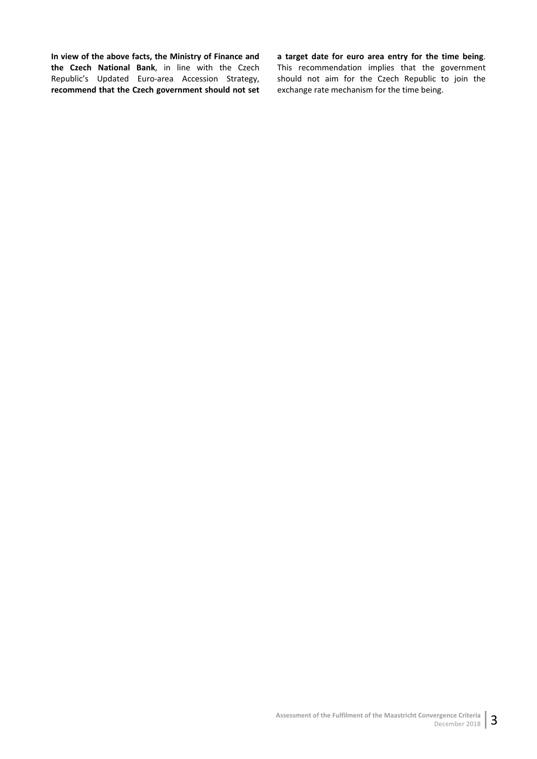**In view of the above facts, the Ministry of Finance and the Czech National Bank**, in line with the Czech Republic's Updated Euro-area Accession Strategy, **recommend that the Czech government should not set a target date for euro area entry for the time being**. This recommendation implies that the government should not aim for the Czech Republic to join the exchange rate mechanism for the time being.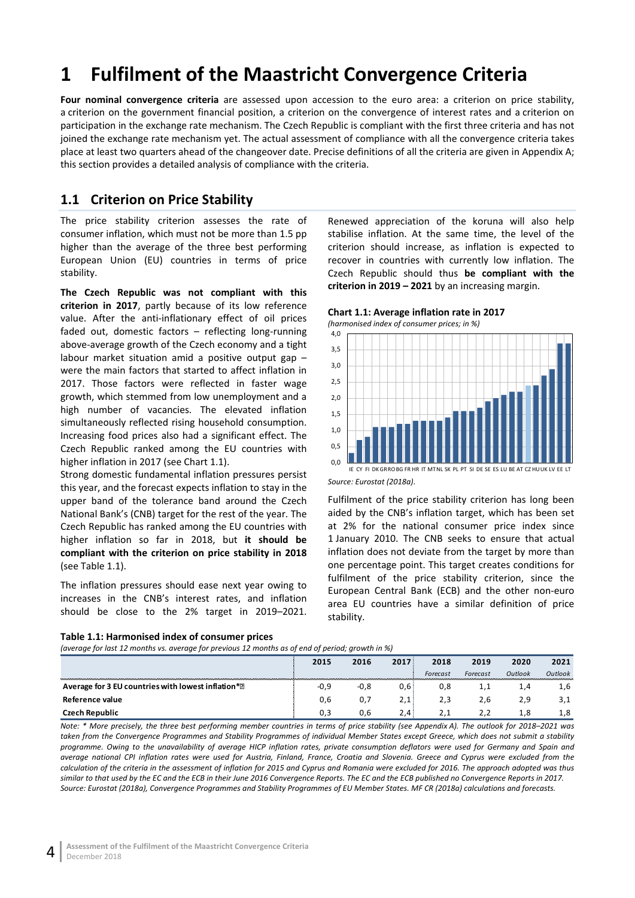# 1 Fulfilment of the Maastricht Convergence Criteria

**Four nominal convergence criteria** are assessed upon accession to the euro area: a criterion on price stability, a criterion on the government financial position, a criterion on the convergence of interest rates and a criterion on participation in the exchange rate mechanism. The Czech Republic is compliant with the first three criteria and has not joined the exchange rate mechanism yet. The actual assessment of compliance with all the convergence criteria takes place at least two quarters ahead of the changeover date. Precise definitions of all the criteria are given in Appendix A; this section provides a detailed analysis of compliance with the criteria.

## 1.1 Criterion on Price Stability

The price stability criterion assesses the rate of consumer inflation, which must not be more than 1.5 pp higher than the average of the three best performing European Union (EU) countries in terms of price stability.

**The Czech Republic was not compliant with this criterion in 2017**, partly because of its low reference value. After the anti-inflationary effect of oil prices faded out, domestic factors – reflecting long-running above-average growth of the Czech economy and a tight labour market situation amid a positive output gap – were the main factors that started to affect inflation in 2017. Those factors were reflected in faster wage growth, which stemmed from low unemployment and a high number of vacancies. The elevated inflation simultaneously reflected rising household consumption. Increasing food prices also had a significant effect. The Czech Republic ranked among the EU countries with higher inflation in 2017 (see Chart 1.1).

Strong domestic fundamental inflation pressures persist this year, and the forecast expects inflation to stay in the upper band of the tolerance band around the Czech National Bank's (CNB) target for the rest of the year. The Czech Republic has ranked among the EU countries with higher inflation so far in 2018, but **it should be compliant with the criterion on price stability in 2018** (see Table 1.1).

The inflation pressures should ease next year owing to increases in the CNB's interest rates, and inflation should be close to the 2% target in 2019–2021. Renewed appreciation of the koruna will also help stabilise inflation. At the same time, the level of the criterion should increase, as inflation is expected to recover in countries with currently low inflation. The Czech Republic should thus **be compliant with the criterion in 2019 – 2021** by an increasing margin.

**Chart 1.1: Average inflation rate in 2017**

*(harmonised index of consumer prices; in %)*

IE CY FI DK GR RO BG FR HR IT MT NL SK PL PT SI DE SE ES LU BE AT CZ HU UK LV EE LT

*Source: Eurostat (2018a).*

Fulfilment of the price stability criterion has long been aided by the CNB's inflation target, which has been set at 2% for the national consumer price index since 1 January 2010. The CNB seeks to ensure that actual inflation does not deviate from the target by more than one percentage point. This target creates conditions for fulfilment of the price stability criterion, since the European Central Bank (ECB) and the other non-euro area EU countries have a similar definition of price stability.

**Table 1.1: Harmonised index of consumer prices**

*(average for last 12 months vs. average for previous 12 months as of end of period; growth in %)*

| | 2015 | 2016 | 2017 | 2018 | 2019 | 2020 | 2021 |
|---|---|---|---|---|---|---|---|
| | | | | *Forecast* | *Forecast* | *Outlook* | *Outlook* |
| **Average for 3 EU countries with lowest inflation*** | -0,9 | -0,8 | 0,6 | 0,8 | 1,1 | 1,4 | 1,6 |
| **Reference value** | 0,6 | 0,7 | 2,1 | 2,3 | 2,6 | 2,9 | 3,1 |
| **Czech Republic** | 0,3 | 0,6 | 2,4 | 2,1 | 2,2 | 1,8 | 1,8 |

*Note: * More precisely, the three best performing member countries in terms of price stability (see Appendix A). The outlook for 2018–2021 was taken from the Convergence Programmes and Stability Programmes of individual Member States except Greece, which does not submit a stability programme. Owing to the unavailability of average HICP inflation rates, private consumption deflators were used for Germany and Spain and average national CPI inflation rates were used for Austria, Finland, France, Croatia and Slovenia. Greece and Cyprus were excluded from the calculation of the criteria in the assessment of inflation for 2015 and Cyprus and Romania were excluded for 2016. The approach adopted was thus similar to that used by the EC and the ECB in their June 2016 Convergence Reports. The EC and the ECB published no Convergence Reports in 2017.*

*Source: Eurostat (2018a), Convergence Programmes and Stability Programmes of EU Member States. MF CR (2018a) calculations and forecasts.*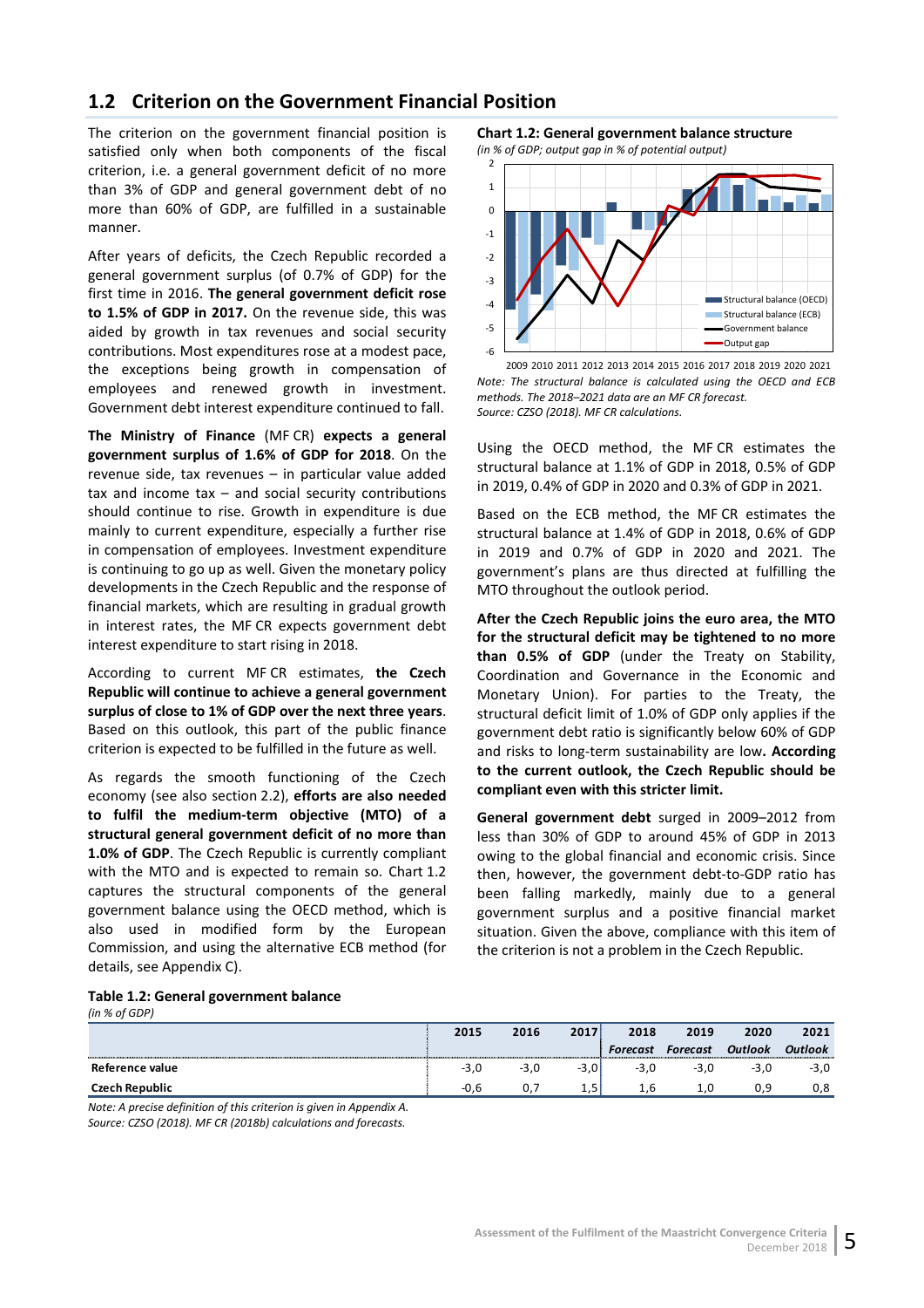## 1.2 Criterion on the Government Financial Position

The criterion on the government financial position is satisfied only when both components of the fiscal criterion, i.e. a general government deficit of no more than 3% of GDP and general government debt of no more than 60% of GDP, are fulfilled in a sustainable manner.

After years of deficits, the Czech Republic recorded a general government surplus (of 0.7% of GDP) for the first time in 2016. **The general government deficit rose to 1.5% of GDP in 2017.** On the revenue side, this was aided by growth in tax revenues and social security contributions. Most expenditures rose at a modest pace, the exceptions being growth in compensation of employees and renewed growth in investment. Government debt interest expenditure continued to fall.

**The Ministry of Finance** (MF CR) **expects a general government surplus of 1.6% of GDP for 2018**. On the revenue side, tax revenues – in particular value added tax and income tax – and social security contributions should continue to rise. Growth in expenditure is due mainly to current expenditure, especially a further rise in compensation of employees. Investment expenditure is continuing to go up as well. Given the monetary policy developments in the Czech Republic and the response of financial markets, which are resulting in gradual growth in interest rates, the MF CR expects government debt interest expenditure to start rising in 2018.

According to current MF CR estimates, **the Czech Republic will continue to achieve a general government surplus of close to 1% of GDP over the next three years**. Based on this outlook, this part of the public finance criterion is expected to be fulfilled in the future as well.

As regards the smooth functioning of the Czech economy (see also section 2.2), **efforts are also needed to fulfil the medium-term objective (MTO) of a structural general government deficit of no more than 1.0% of GDP**. The Czech Republic is currently compliant with the MTO and is expected to remain so. Chart 1.2 captures the structural components of the general government balance using the OECD method, which is also used in modified form by the European Commission, and using the alternative ECB method (for details, see Appendix C).

**Chart 1.2: General government balance structure**
*(in % of GDP; output gap in % of potential output)*

*Note: The structural balance is calculated using the OECD and ECB methods. The 2018–2021 data are an MF CR forecast.*
*Source: CZSO (2018). MF CR calculations.*

Using the OECD method, the MF CR estimates the structural balance at 1.1% of GDP in 2018, 0.5% of GDP in 2019, 0.4% of GDP in 2020 and 0.3% of GDP in 2021.

Based on the ECB method, the MF CR estimates the structural balance at 1.4% of GDP in 2018, 0.6% of GDP in 2019 and 0.7% of GDP in 2020 and 2021. The government's plans are thus directed at fulfilling the MTO throughout the outlook period.

**After the Czech Republic joins the euro area, the MTO for the structural deficit may be tightened to no more than 0.5% of GDP** (under the Treaty on Stability, Coordination and Governance in the Economic and Monetary Union). For parties to the Treaty, the structural deficit limit of 1.0% of GDP only applies if the government debt ratio is significantly below 60% of GDP and risks to long-term sustainability are low**. According to the current outlook, the Czech Republic should be compliant even with this stricter limit.**

**General government debt** surged in 2009–2012 from less than 30% of GDP to around 45% of GDP in 2013 owing to the global financial and economic crisis. Since then, however, the government debt-to-GDP ratio has been falling markedly, mainly due to a general government surplus and a positive financial market situation. Given the above, compliance with this item of the criterion is not a problem in the Czech Republic.

**Table 1.2: General government balance**
*(in % of GDP)*

| | 2015 | 2016 | 2017 | 2018 *Forecast* | 2019 *Forecast* | 2020 *Outlook* | 2021 *Outlook* |
|---|---|---|---|---|---|---|---|
| **Reference value** | -3,0 | -3,0 | -3,0 | -3,0 | -3,0 | -3,0 | -3,0 |
| **Czech Republic** | -0,6 | 0,7 | 1,5 | 1,6 | 1,0 | 0,9 | 0,8 |

*Note: A precise definition of this criterion is given in Appendix A.*
*Source: CZSO (2018). MF CR (2018b) calculations and forecasts.*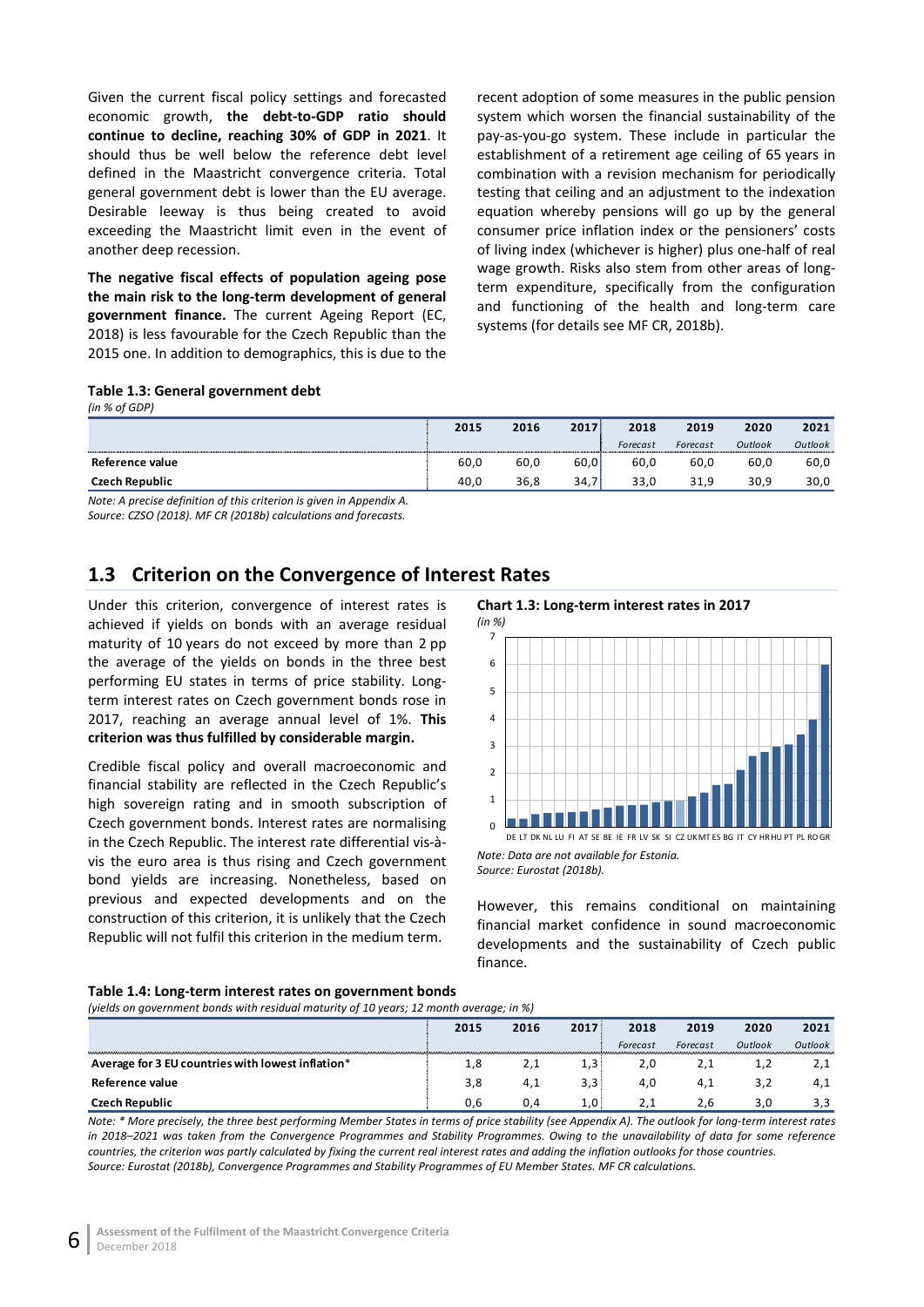Given the current fiscal policy settings and forecasted economic growth, **the debt-to-GDP ratio should continue to decline, reaching 30% of GDP in 2021**. It should thus be well below the reference debt level defined in the Maastricht convergence criteria. Total general government debt is lower than the EU average. Desirable leeway is thus being created to avoid exceeding the Maastricht limit even in the event of another deep recession.

**The negative fiscal effects of population ageing pose the main risk to the long-term development of general government finance.** The current Ageing Report (EC, 2018) is less favourable for the Czech Republic than the 2015 one. In addition to demographics, this is due to the recent adoption of some measures in the public pension system which worsen the financial sustainability of the pay-as-you-go system. These include in particular the establishment of a retirement age ceiling of 65 years in combination with a revision mechanism for periodically testing that ceiling and an adjustment to the indexation equation whereby pensions will go up by the general consumer price inflation index or the pensioners' costs of living index (whichever is higher) plus one-half of real wage growth. Risks also stem from other areas of long-term expenditure, specifically from the configuration and functioning of the health and long-term care systems (for details see MF CR, 2018b).

**Table 1.3: General government debt**

*(in % of GDP)*

| | 2015 | 2016 | 2017 | 2018 *Forecast* | 2019 *Forecast* | 2020 *Outlook* | 2021 *Outlook* |
|---|---|---|---|---|---|---|---|
| **Reference value** | 60,0 | 60,0 | 60,0 | 60,0 | 60,0 | 60,0 | 60,0 |
| **Czech Republic** | 40,0 | 36,8 | 34,7 | 33,0 | 31,9 | 30,9 | 30,0 |

*Note: A precise definition of this criterion is given in Appendix A.*
*Source: CZSO (2018). MF CR (2018b) calculations and forecasts.*

## 1.3 Criterion on the Convergence of Interest Rates

Under this criterion, convergence of interest rates is achieved if yields on bonds with an average residual maturity of 10 years do not exceed by more than 2 pp the average of the yields on bonds in the three best performing EU states in terms of price stability. Long-term interest rates on Czech government bonds rose in 2017, reaching an average annual level of 1%. **This criterion was thus fulfilled by considerable margin.**

Credible fiscal policy and overall macroeconomic and financial stability are reflected in the Czech Republic's high sovereign rating and in smooth subscription of Czech government bonds. Interest rates are normalising in the Czech Republic. The interest rate differential vis-à-vis the euro area is thus rising and Czech government bond yields are increasing. Nonetheless, based on previous and expected developments and on the construction of this criterion, it is unlikely that the Czech Republic will not fulfil this criterion in the medium term.

**Chart 1.3: Long-term interest rates in 2017**

*(in %)*

*Note: Data are not available for Estonia.*
*Source: Eurostat (2018b).*

However, this remains conditional on maintaining financial market confidence in sound macroeconomic developments and the sustainability of Czech public finance.

**Table 1.4: Long-term interest rates on government bonds**

*(yields on government bonds with residual maturity of 10 years; 12 month average; in %)*

| | 2015 | 2016 | 2017 | 2018 *Forecast* | 2019 *Forecast* | 2020 *Outlook* | 2021 *Outlook* |
|---|---|---|---|---|---|---|---|
| **Average for 3 EU countries with lowest inflation*** | 1,8 | 2,1 | 1,3 | 2,0 | 2,1 | 1,2 | 2,1 |
| **Reference value** | 3,8 | 4,1 | 3,3 | 4,0 | 4,1 | 3,2 | 4,1 |
| **Czech Republic** | 0,6 | 0,4 | 1,0 | 2,1 | 2,6 | 3,0 | 3,3 |

*Note: * More precisely, the three best performing Member States in terms of price stability (see Appendix A). The outlook for long-term interest rates in 2018–2021 was taken from the Convergence Programmes and Stability Programmes. Owing to the unavailability of data for some reference countries, the criterion was partly calculated by fixing the current real interest rates and adding the inflation outlooks for those countries.*
*Source: Eurostat (2018b), Convergence Programmes and Stability Programmes of EU Member States. MF CR calculations.*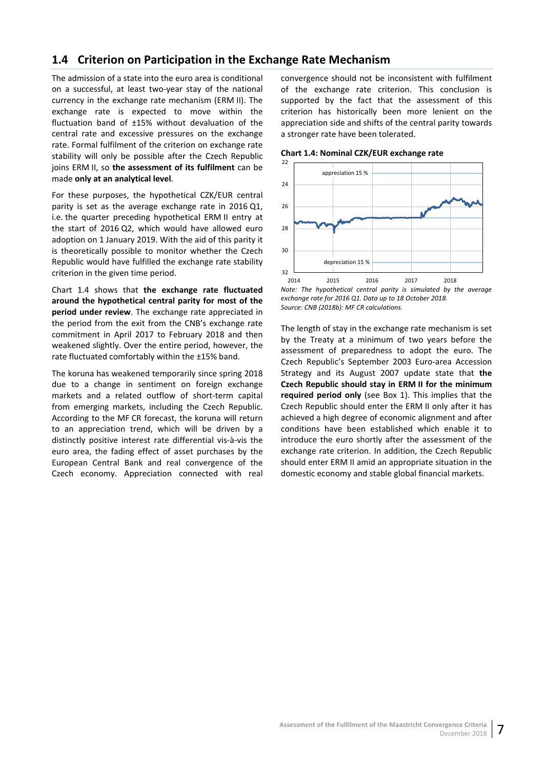## 1.4 Criterion on Participation in the Exchange Rate Mechanism

The admission of a state into the euro area is conditional on a successful, at least two-year stay of the national currency in the exchange rate mechanism (ERM II). The exchange rate is expected to move within the fluctuation band of ±15% without devaluation of the central rate and excessive pressures on the exchange rate. Formal fulfilment of the criterion on exchange rate stability will only be possible after the Czech Republic joins ERM II, so **the assessment of its fulfilment** can be made **only at an analytical level**.

For these purposes, the hypothetical CZK/EUR central parity is set as the average exchange rate in 2016 Q1, i.e. the quarter preceding hypothetical ERM II entry at the start of 2016 Q2, which would have allowed euro adoption on 1 January 2019. With the aid of this parity it is theoretically possible to monitor whether the Czech Republic would have fulfilled the exchange rate stability criterion in the given time period.

Chart 1.4 shows that **the exchange rate fluctuated around the hypothetical central parity for most of the period under review**. The exchange rate appreciated in the period from the exit from the CNB's exchange rate commitment in April 2017 to February 2018 and then weakened slightly. Over the entire period, however, the rate fluctuated comfortably within the ±15% band.

The koruna has weakened temporarily since spring 2018 due to a change in sentiment on foreign exchange markets and a related outflow of short-term capital from emerging markets, including the Czech Republic. According to the MF CR forecast, the koruna will return to an appreciation trend, which will be driven by a distinctly positive interest rate differential vis-à-vis the euro area, the fading effect of asset purchases by the European Central Bank and real convergence of the Czech economy. Appreciation connected with real convergence should not be inconsistent with fulfilment of the exchange rate criterion. This conclusion is supported by the fact that the assessment of this criterion has historically been more lenient on the appreciation side and shifts of the central parity towards a stronger rate have been tolerated.

**Chart 1.4: Nominal CZK/EUR exchange rate**

*Note: The hypothetical central parity is simulated by the average exchange rate for 2016 Q1. Data up to 18 October 2018.*
*Source: CNB (2018b): MF CR calculations.*

The length of stay in the exchange rate mechanism is set by the Treaty at a minimum of two years before the assessment of preparedness to adopt the euro. The Czech Republic's September 2003 Euro-area Accession Strategy and its August 2007 update state that **the Czech Republic should stay in ERM II for the minimum required period only** (see Box 1). This implies that the Czech Republic should enter the ERM II only after it has achieved a high degree of economic alignment and after conditions have been established which enable it to introduce the euro shortly after the assessment of the exchange rate criterion. In addition, the Czech Republic should enter ERM II amid an appropriate situation in the domestic economy and stable global financial markets.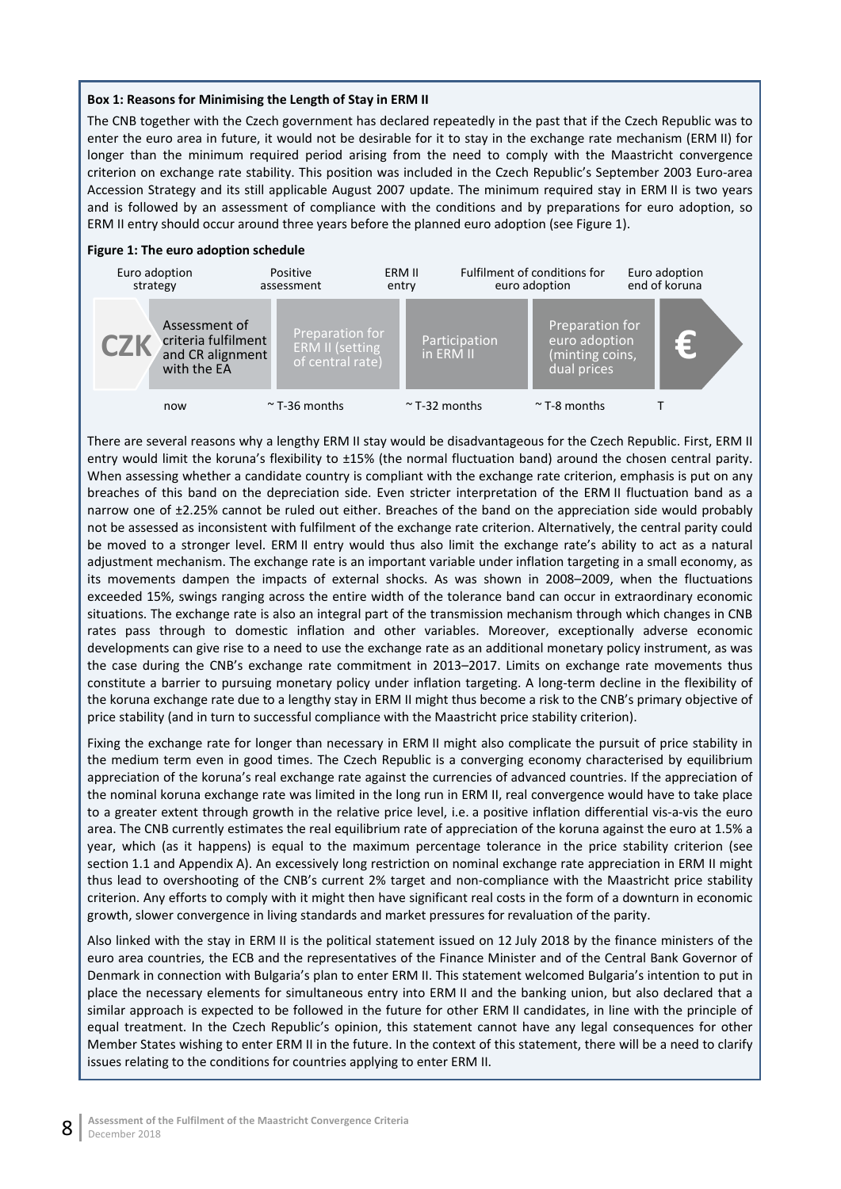**Box 1: Reasons for Minimising the Length of Stay in ERM II**

The CNB together with the Czech government has declared repeatedly in the past that if the Czech Republic was to enter the euro area in future, it would not be desirable for it to stay in the exchange rate mechanism (ERM II) for longer than the minimum required period arising from the need to comply with the Maastricht convergence criterion on exchange rate stability. This position was included in the Czech Republic's September 2003 Euro-area Accession Strategy and its still applicable August 2007 update. The minimum required stay in ERM II is two years and is followed by an assessment of compliance with the conditions and by preparations for euro adoption, so ERM II entry should occur around three years before the planned euro adoption (see Figure 1).

**Figure 1: The euro adoption schedule**

| | Euro adoption strategy | Positive assessment | ERM II entry | Fulfilment of conditions for euro adoption | Euro adoption end of koruna |
|---|---|---|---|---|---|
| CZK | Assessment of criteria fulfilment and CR alignment with the EA | Preparation for ERM II (setting of central rate) | Participation in ERM II | Preparation for euro adoption (minting coins, dual prices) | € |
| | now | ~ T-36 months | ~ T-32 months | ~ T-8 months | T |

There are several reasons why a lengthy ERM II stay would be disadvantageous for the Czech Republic. First, ERM II entry would limit the koruna's flexibility to ±15% (the normal fluctuation band) around the chosen central parity. When assessing whether a candidate country is compliant with the exchange rate criterion, emphasis is put on any breaches of this band on the depreciation side. Even stricter interpretation of the ERM II fluctuation band as a narrow one of ±2.25% cannot be ruled out either. Breaches of the band on the appreciation side would probably not be assessed as inconsistent with fulfilment of the exchange rate criterion. Alternatively, the central parity could be moved to a stronger level. ERM II entry would thus also limit the exchange rate's ability to act as a natural adjustment mechanism. The exchange rate is an important variable under inflation targeting in a small economy, as its movements dampen the impacts of external shocks. As was shown in 2008–2009, when the fluctuations exceeded 15%, swings ranging across the entire width of the tolerance band can occur in extraordinary economic situations. The exchange rate is also an integral part of the transmission mechanism through which changes in CNB rates pass through to domestic inflation and other variables. Moreover, exceptionally adverse economic developments can give rise to a need to use the exchange rate as an additional monetary policy instrument, as was the case during the CNB's exchange rate commitment in 2013–2017. Limits on exchange rate movements thus constitute a barrier to pursuing monetary policy under inflation targeting. A long-term decline in the flexibility of the koruna exchange rate due to a lengthy stay in ERM II might thus become a risk to the CNB's primary objective of price stability (and in turn to successful compliance with the Maastricht price stability criterion).

Fixing the exchange rate for longer than necessary in ERM II might also complicate the pursuit of price stability in the medium term even in good times. The Czech Republic is a converging economy characterised by equilibrium appreciation of the koruna's real exchange rate against the currencies of advanced countries. If the appreciation of the nominal koruna exchange rate was limited in the long run in ERM II, real convergence would have to take place to a greater extent through growth in the relative price level, i.e. a positive inflation differential vis-a-vis the euro area. The CNB currently estimates the real equilibrium rate of appreciation of the koruna against the euro at 1.5% a year, which (as it happens) is equal to the maximum percentage tolerance in the price stability criterion (see section 1.1 and Appendix A). An excessively long restriction on nominal exchange rate appreciation in ERM II might thus lead to overshooting of the CNB's current 2% target and non-compliance with the Maastricht price stability criterion. Any efforts to comply with it might then have significant real costs in the form of a downturn in economic growth, slower convergence in living standards and market pressures for revaluation of the parity.

Also linked with the stay in ERM II is the political statement issued on 12 July 2018 by the finance ministers of the euro area countries, the ECB and the representatives of the Finance Minister and of the Central Bank Governor of Denmark in connection with Bulgaria's plan to enter ERM II. This statement welcomed Bulgaria's intention to put in place the necessary elements for simultaneous entry into ERM II and the banking union, but also declared that a similar approach is expected to be followed in the future for other ERM II candidates, in line with the principle of equal treatment. In the Czech Republic's opinion, this statement cannot have any legal consequences for other Member States wishing to enter ERM II in the future. In the context of this statement, there will be a need to clarify issues relating to the conditions for countries applying to enter ERM II.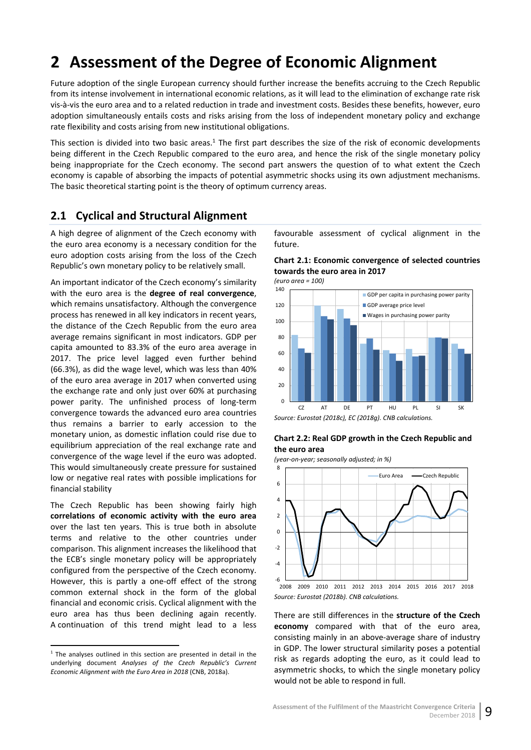# 2 Assessment of the Degree of Economic Alignment

Future adoption of the single European currency should further increase the benefits accruing to the Czech Republic from its intense involvement in international economic relations, as it will lead to the elimination of exchange rate risk vis-à-vis the euro area and to a related reduction in trade and investment costs. Besides these benefits, however, euro adoption simultaneously entails costs and risks arising from the loss of independent monetary policy and exchange rate flexibility and costs arising from new institutional obligations.

This section is divided into two basic areas.[1] The first part describes the size of the risk of economic developments being different in the Czech Republic compared to the euro area, and hence the risk of the single monetary policy being inappropriate for the Czech economy. The second part answers the question of to what extent the Czech economy is capable of absorbing the impacts of potential asymmetric shocks using its own adjustment mechanisms. The basic theoretical starting point is the theory of optimum currency areas.

## 2.1 Cyclical and Structural Alignment

A high degree of alignment of the Czech economy with the euro area economy is a necessary condition for the euro adoption costs arising from the loss of the Czech Republic's own monetary policy to be relatively small.

An important indicator of the Czech economy's similarity with the euro area is the **degree of real convergence**, which remains unsatisfactory. Although the convergence process has renewed in all key indicators in recent years, the distance of the Czech Republic from the euro area average remains significant in most indicators. GDP per capita amounted to 83.3% of the euro area average in 2017. The price level lagged even further behind (66.3%), as did the wage level, which was less than 40% of the euro area average in 2017 when converted using the exchange rate and only just over 60% at purchasing power parity. The unfinished process of long-term convergence towards the advanced euro area countries thus remains a barrier to early accession to the monetary union, as domestic inflation could rise due to equilibrium appreciation of the real exchange rate and convergence of the wage level if the euro was adopted. This would simultaneously create pressure for sustained low or negative real rates with possible implications for financial stability

The Czech Republic has been showing fairly high **correlations of economic activity with the euro area** over the last ten years. This is true both in absolute terms and relative to the other countries under comparison. This alignment increases the likelihood that the ECB's single monetary policy will be appropriately configured from the perspective of the Czech economy. However, this is partly a one-off effect of the strong common external shock in the form of the global financial and economic crisis. Cyclical alignment with the euro area has thus been declining again recently. A continuation of this trend might lead to a less favourable assessment of cyclical alignment in the future.

**Chart 2.1: Economic convergence of selected countries towards the euro area in 2017**

*(euro area = 100)*

*Source: Eurostat (2018c), EC (2018g). CNB calculations.*

**Chart 2.2: Real GDP growth in the Czech Republic and the euro area**

*(year-on-year; seasonally adjusted; in %)*

*Source: Eurostat (2018b). CNB calculations.*

There are still differences in the **structure of the Czech economy** compared with that of the euro area, consisting mainly in an above-average share of industry in GDP. The lower structural similarity poses a potential risk as regards adopting the euro, as it could lead to asymmetric shocks, to which the single monetary policy would not be able to respond in full.

[1] The analyses outlined in this section are presented in detail in the underlying document *Analyses of the Czech Republic's Current Economic Alignment with the Euro Area in 2018* (CNB, 2018a).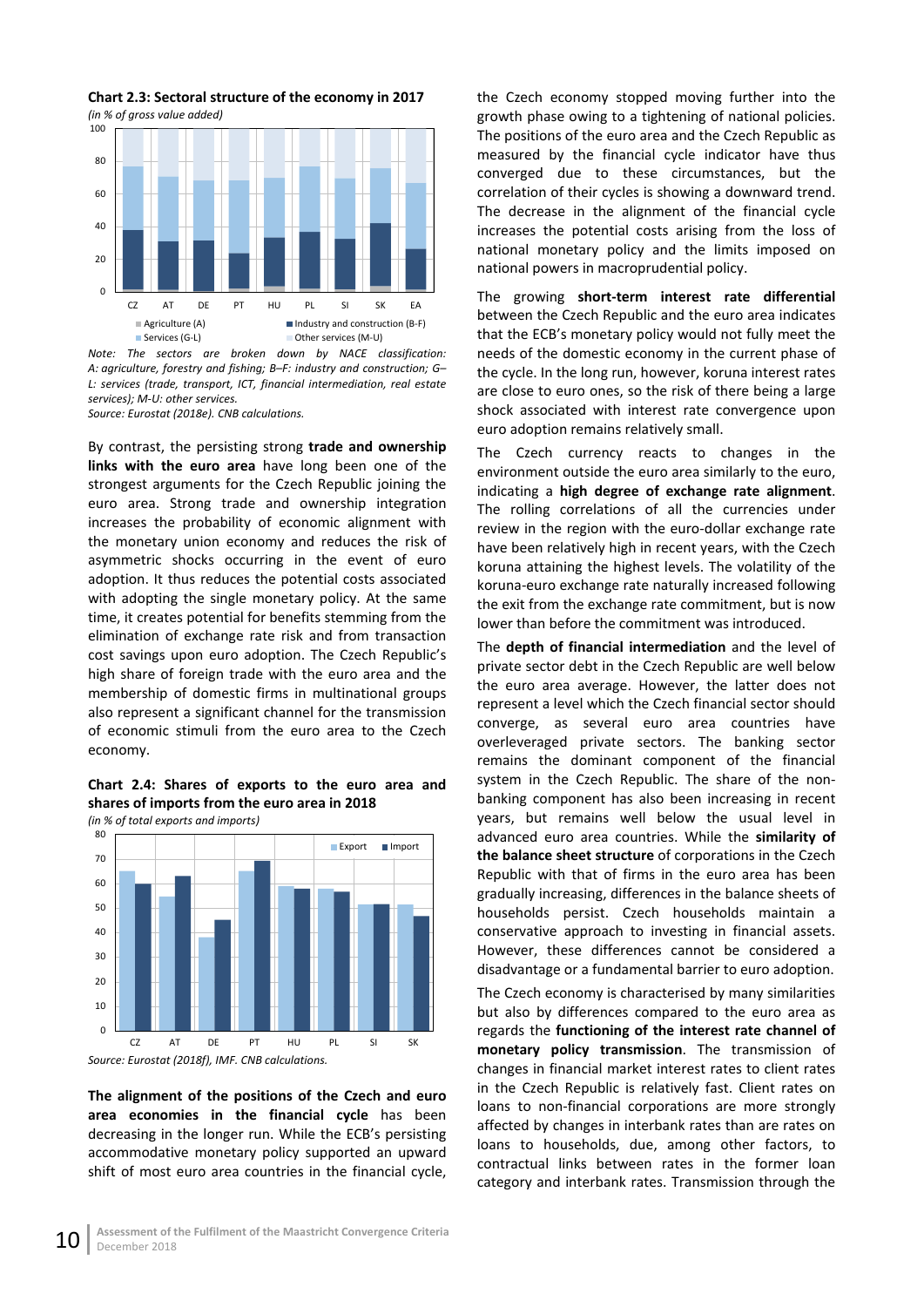**Chart 2.3: Sectoral structure of the economy in 2017**

*(in % of gross value added)*

*Note: The sectors are broken down by NACE classification: A: agriculture, forestry and fishing; B–F: industry and construction; G–L: services (trade, transport, ICT, financial intermediation, real estate services); M-U: other services.*

*Source: Eurostat (2018e). CNB calculations.*

By contrast, the persisting strong **trade and ownership links with the euro area** have long been one of the strongest arguments for the Czech Republic joining the euro area. Strong trade and ownership integration increases the probability of economic alignment with the monetary union economy and reduces the risk of asymmetric shocks occurring in the event of euro adoption. It thus reduces the potential costs associated with adopting the single monetary policy. At the same time, it creates potential for benefits stemming from the elimination of exchange rate risk and from transaction cost savings upon euro adoption. The Czech Republic's high share of foreign trade with the euro area and the membership of domestic firms in multinational groups also represent a significant channel for the transmission of economic stimuli from the euro area to the Czech economy.

**Chart 2.4: Shares of exports to the euro area and shares of imports from the euro area in 2018**

*(in % of total exports and imports)*

*Source: Eurostat (2018f), IMF. CNB calculations.*

**The alignment of the positions of the Czech and euro area economies in the financial cycle** has been decreasing in the longer run. While the ECB's persisting accommodative monetary policy supported an upward shift of most euro area countries in the financial cycle, the Czech economy stopped moving further into the growth phase owing to a tightening of national policies. The positions of the euro area and the Czech Republic as measured by the financial cycle indicator have thus converged due to these circumstances, but the correlation of their cycles is showing a downward trend. The decrease in the alignment of the financial cycle increases the potential costs arising from the loss of national monetary policy and the limits imposed on national powers in macroprudential policy.

The growing **short-term interest rate differential** between the Czech Republic and the euro area indicates that the ECB's monetary policy would not fully meet the needs of the domestic economy in the current phase of the cycle. In the long run, however, koruna interest rates are close to euro ones, so the risk of there being a large shock associated with interest rate convergence upon euro adoption remains relatively small.

The Czech currency reacts to changes in the environment outside the euro area similarly to the euro, indicating a **high degree of exchange rate alignment**. The rolling correlations of all the currencies under review in the region with the euro-dollar exchange rate have been relatively high in recent years, with the Czech koruna attaining the highest levels. The volatility of the koruna-euro exchange rate naturally increased following the exit from the exchange rate commitment, but is now lower than before the commitment was introduced.

The **depth of financial intermediation** and the level of private sector debt in the Czech Republic are well below the euro area average. However, the latter does not represent a level which the Czech financial sector should converge, as several euro area countries have overleveraged private sectors. The banking sector remains the dominant component of the financial system in the Czech Republic. The share of the non-banking component has also been increasing in recent years, but remains well below the usual level in advanced euro area countries. While the **similarity of the balance sheet structure** of corporations in the Czech Republic with that of firms in the euro area has been gradually increasing, differences in the balance sheets of households persist. Czech households maintain a conservative approach to investing in financial assets. However, these differences cannot be considered a disadvantage or a fundamental barrier to euro adoption.

The Czech economy is characterised by many similarities but also by differences compared to the euro area as regards the **functioning of the interest rate channel of monetary policy transmission**. The transmission of changes in financial market interest rates to client rates in the Czech Republic is relatively fast. Client rates on loans to non-financial corporations are more strongly affected by changes in interbank rates than are rates on loans to households, due, among other factors, to contractual links between rates in the former loan category and interbank rates. Transmission through the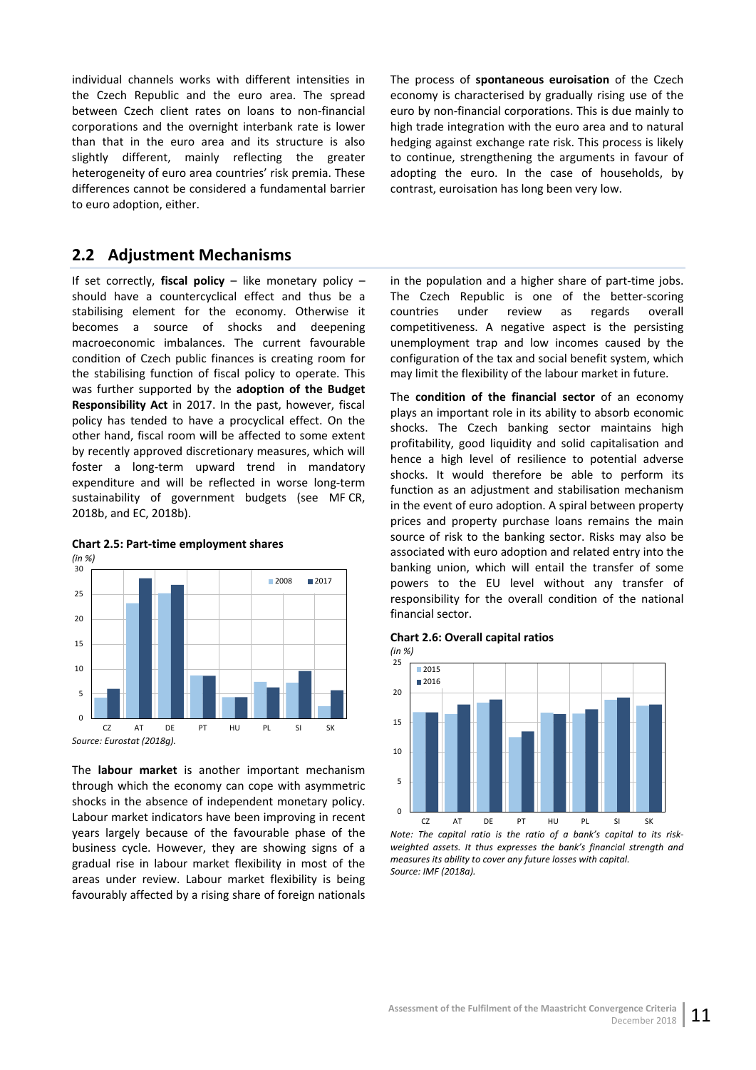individual channels works with different intensities in the Czech Republic and the euro area. The spread between Czech client rates on loans to non-financial corporations and the overnight interbank rate is lower than that in the euro area and its structure is also slightly different, mainly reflecting the greater heterogeneity of euro area countries' risk premia. These differences cannot be considered a fundamental barrier to euro adoption, either.

The process of **spontaneous euroisation** of the Czech economy is characterised by gradually rising use of the euro by non-financial corporations. This is due mainly to high trade integration with the euro area and to natural hedging against exchange rate risk. This process is likely to continue, strengthening the arguments in favour of adopting the euro. In the case of households, by contrast, euroisation has long been very low.

## 2.2 Adjustment Mechanisms

If set correctly, **fiscal policy** – like monetary policy – should have a countercyclical effect and thus be a stabilising element for the economy. Otherwise it becomes a source of shocks and deepening macroeconomic imbalances. The current favourable condition of Czech public finances is creating room for the stabilising function of fiscal policy to operate. This was further supported by the **adoption of the Budget Responsibility Act** in 2017. In the past, however, fiscal policy has tended to have a procyclical effect. On the other hand, fiscal room will be affected to some extent by recently approved discretionary measures, which will foster a long-term upward trend in mandatory expenditure and will be reflected in worse long-term sustainability of government budgets (see MF CR, 2018b, and EC, 2018b).

**Chart 2.5: Part-time employment shares**

*(in %)*

Source: Eurostat (2018g).

The **labour market** is another important mechanism through which the economy can cope with asymmetric shocks in the absence of independent monetary policy. Labour market indicators have been improving in recent years largely because of the favourable phase of the business cycle. However, they are showing signs of a gradual rise in labour market flexibility in most of the areas under review. Labour market flexibility is being favourably affected by a rising share of foreign nationals in the population and a higher share of part-time jobs. The Czech Republic is one of the better-scoring countries under review as regards overall competitiveness. A negative aspect is the persisting unemployment trap and low incomes caused by the configuration of the tax and social benefit system, which may limit the flexibility of the labour market in future.

The **condition of the financial sector** of an economy plays an important role in its ability to absorb economic shocks. The Czech banking sector maintains high profitability, good liquidity and solid capitalisation and hence a high level of resilience to potential adverse shocks. It would therefore be able to perform its function as an adjustment and stabilisation mechanism in the event of euro adoption. A spiral between property prices and property purchase loans remains the main source of risk to the banking sector. Risks may also be associated with euro adoption and related entry into the banking union, which will entail the transfer of some powers to the EU level without any transfer of responsibility for the overall condition of the national financial sector.

**Chart 2.6: Overall capital ratios**

*(in %)*

*Note: The capital ratio is the ratio of a bank's capital to its risk-weighted assets. It thus expresses the bank's financial strength and measures its ability to cover any future losses with capital.*
*Source: IMF (2018a).*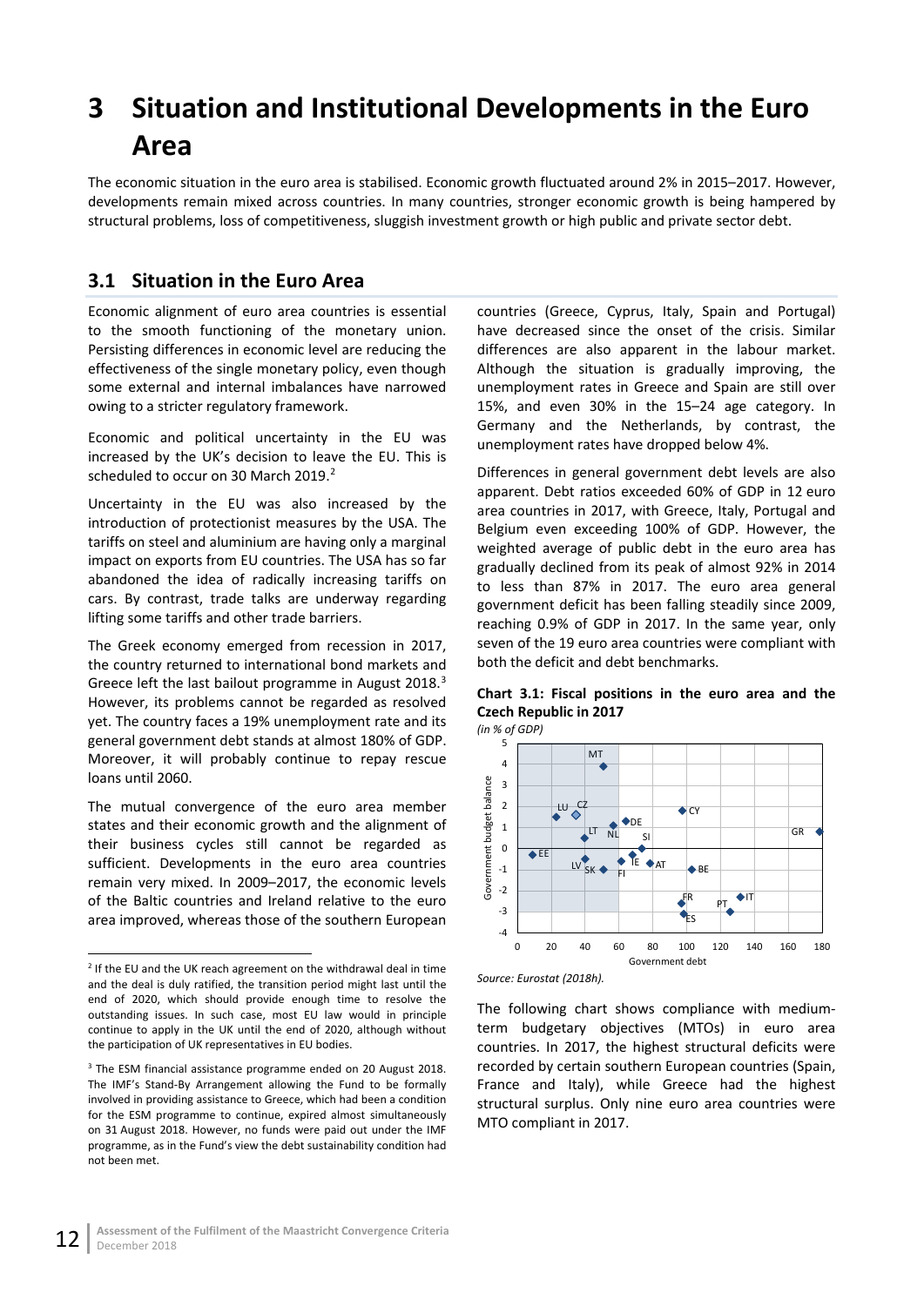# 3 Situation and Institutional Developments in the Euro Area

The economic situation in the euro area is stabilised. Economic growth fluctuated around 2% in 2015–2017. However, developments remain mixed across countries. In many countries, stronger economic growth is being hampered by structural problems, loss of competitiveness, sluggish investment growth or high public and private sector debt.

## 3.1 Situation in the Euro Area

Economic alignment of euro area countries is essential to the smooth functioning of the monetary union. Persisting differences in economic level are reducing the effectiveness of the single monetary policy, even though some external and internal imbalances have narrowed owing to a stricter regulatory framework.

Economic and political uncertainty in the EU was increased by the UK's decision to leave the EU. This is scheduled to occur on 30 March 2019.[2]

Uncertainty in the EU was also increased by the introduction of protectionist measures by the USA. The tariffs on steel and aluminium are having only a marginal impact on exports from EU countries. The USA has so far abandoned the idea of radically increasing tariffs on cars. By contrast, trade talks are underway regarding lifting some tariffs and other trade barriers.

The Greek economy emerged from recession in 2017, the country returned to international bond markets and Greece left the last bailout programme in August 2018.[3] However, its problems cannot be regarded as resolved yet. The country faces a 19% unemployment rate and its general government debt stands at almost 180% of GDP. Moreover, it will probably continue to repay rescue loans until 2060.

The mutual convergence of the euro area member states and their economic growth and the alignment of their business cycles still cannot be regarded as sufficient. Developments in the euro area countries remain very mixed. In 2009–2017, the economic levels of the Baltic countries and Ireland relative to the euro area improved, whereas those of the southern European countries (Greece, Cyprus, Italy, Spain and Portugal) have decreased since the onset of the crisis. Similar differences are also apparent in the labour market. Although the situation is gradually improving, the unemployment rates in Greece and Spain are still over 15%, and even 30% in the 15–24 age category. In Germany and the Netherlands, by contrast, the unemployment rates have dropped below 4%.

Differences in general government debt levels are also apparent. Debt ratios exceeded 60% of GDP in 12 euro area countries in 2017, with Greece, Italy, Portugal and Belgium even exceeding 100% of GDP. However, the weighted average of public debt in the euro area has gradually declined from its peak of almost 92% in 2014 to less than 87% in 2017. The euro area general government deficit has been falling steadily since 2009, reaching 0.9% of GDP in 2017. In the same year, only seven of the 19 euro area countries were compliant with both the deficit and debt benchmarks.

**Chart 3.1: Fiscal positions in the euro area and the Czech Republic in 2017**
*(in % of GDP)*

*Source: Eurostat (2018h).*

The following chart shows compliance with medium-term budgetary objectives (MTOs) in euro area countries. In 2017, the highest structural deficits were recorded by certain southern European countries (Spain, France and Italy), while Greece had the highest structural surplus. Only nine euro area countries were MTO compliant in 2017.

---

[2] If the EU and the UK reach agreement on the withdrawal deal in time and the deal is duly ratified, the transition period might last until the end of 2020, which should provide enough time to resolve the outstanding issues. In such case, most EU law would in principle continue to apply in the UK until the end of 2020, although without the participation of UK representatives in EU bodies.

[3] The ESM financial assistance programme ended on 20 August 2018. The IMF's Stand-By Arrangement allowing the Fund to be formally involved in providing assistance to Greece, which had been a condition for the ESM programme to continue, expired almost simultaneously on 31 August 2018. However, no funds were paid out under the IMF programme, as in the Fund's view the debt sustainability condition had not been met.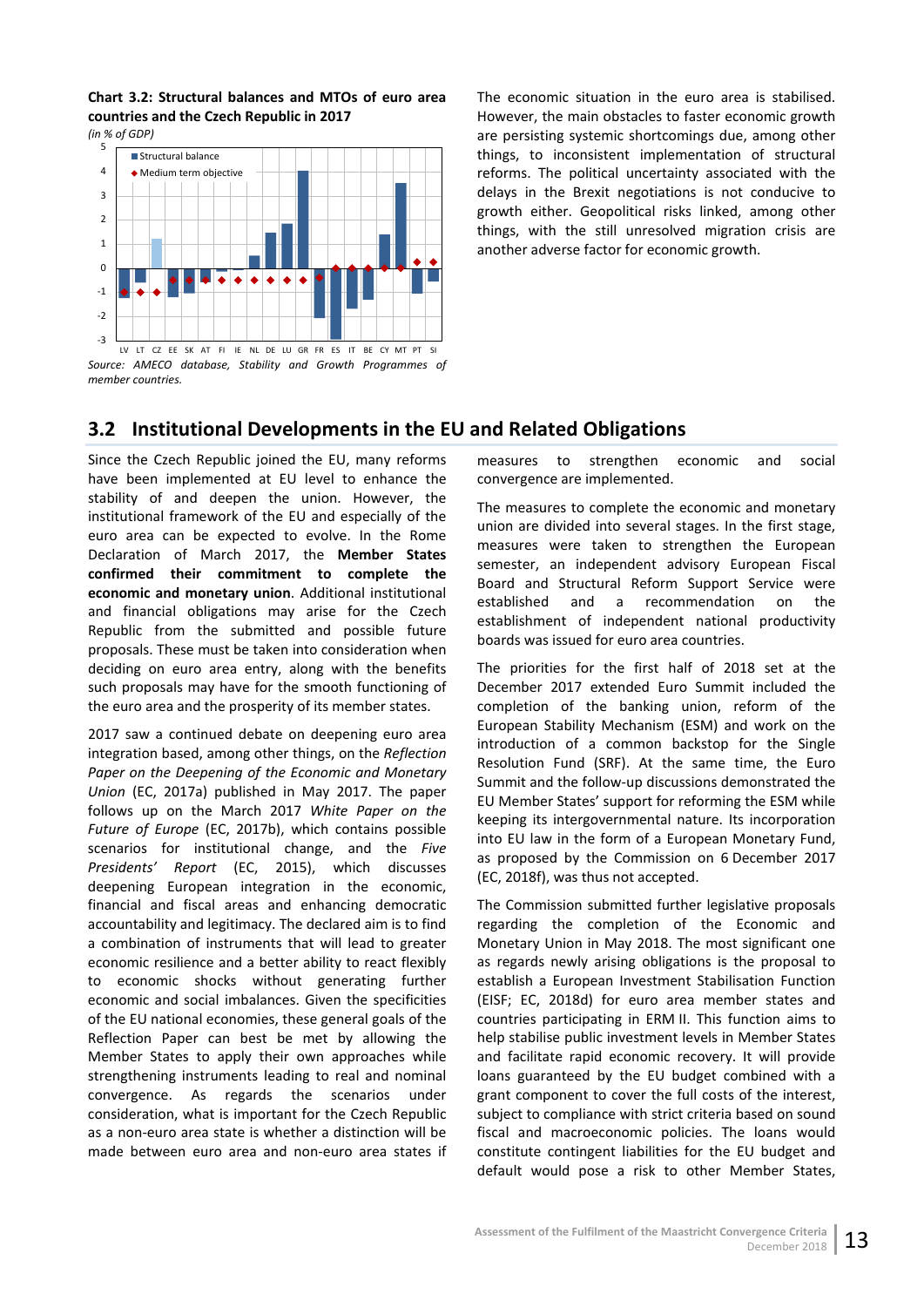**Chart 3.2: Structural balances and MTOs of euro area countries and the Czech Republic in 2017**

*(in % of GDP)*

*Source: AMECO database, Stability and Growth Programmes of member countries.*

The economic situation in the euro area is stabilised. However, the main obstacles to faster economic growth are persisting systemic shortcomings due, among other things, to inconsistent implementation of structural reforms. The political uncertainty associated with the delays in the Brexit negotiations is not conducive to growth either. Geopolitical risks linked, among other things, with the still unresolved migration crisis are another adverse factor for economic growth.

## 3.2 Institutional Developments in the EU and Related Obligations

Since the Czech Republic joined the EU, many reforms have been implemented at EU level to enhance the stability of and deepen the union. However, the institutional framework of the EU and especially of the euro area can be expected to evolve. In the Rome Declaration of March 2017, the **Member States confirmed their commitment to complete the economic and monetary union**. Additional institutional and financial obligations may arise for the Czech Republic from the submitted and possible future proposals. These must be taken into consideration when deciding on euro area entry, along with the benefits such proposals may have for the smooth functioning of the euro area and the prosperity of its member states.

2017 saw a continued debate on deepening euro area integration based, among other things, on the *Reflection Paper on the Deepening of the Economic and Monetary Union* (EC, 2017a) published in May 2017. The paper follows up on the March 2017 *White Paper on the Future of Europe* (EC, 2017b), which contains possible scenarios for institutional change, and the *Five Presidents' Report* (EC, 2015), which discusses deepening European integration in the economic, financial and fiscal areas and enhancing democratic accountability and legitimacy. The declared aim is to find a combination of instruments that will lead to greater economic resilience and a better ability to react flexibly to economic shocks without generating further economic and social imbalances. Given the specificities of the EU national economies, these general goals of the Reflection Paper can best be met by allowing the Member States to apply their own approaches while strengthening instruments leading to real and nominal convergence. As regards the scenarios under consideration, what is important for the Czech Republic as a non-euro area state is whether a distinction will be made between euro area and non-euro area states if measures to strengthen economic and social convergence are implemented.

The measures to complete the economic and monetary union are divided into several stages. In the first stage, measures were taken to strengthen the European semester, an independent advisory European Fiscal Board and Structural Reform Support Service were established and a recommendation on the establishment of independent national productivity boards was issued for euro area countries.

The priorities for the first half of 2018 set at the December 2017 extended Euro Summit included the completion of the banking union, reform of the European Stability Mechanism (ESM) and work on the introduction of a common backstop for the Single Resolution Fund (SRF). At the same time, the Euro Summit and the follow-up discussions demonstrated the EU Member States' support for reforming the ESM while keeping its intergovernmental nature. Its incorporation into EU law in the form of a European Monetary Fund, as proposed by the Commission on 6 December 2017 (EC, 2018f), was thus not accepted.

The Commission submitted further legislative proposals regarding the completion of the Economic and Monetary Union in May 2018. The most significant one as regards newly arising obligations is the proposal to establish a European Investment Stabilisation Function (EISF; EC, 2018d) for euro area member states and countries participating in ERM II. This function aims to help stabilise public investment levels in Member States and facilitate rapid economic recovery. It will provide loans guaranteed by the EU budget combined with a grant component to cover the full costs of the interest, subject to compliance with strict criteria based on sound fiscal and macroeconomic policies. The loans would constitute contingent liabilities for the EU budget and default would pose a risk to other Member States,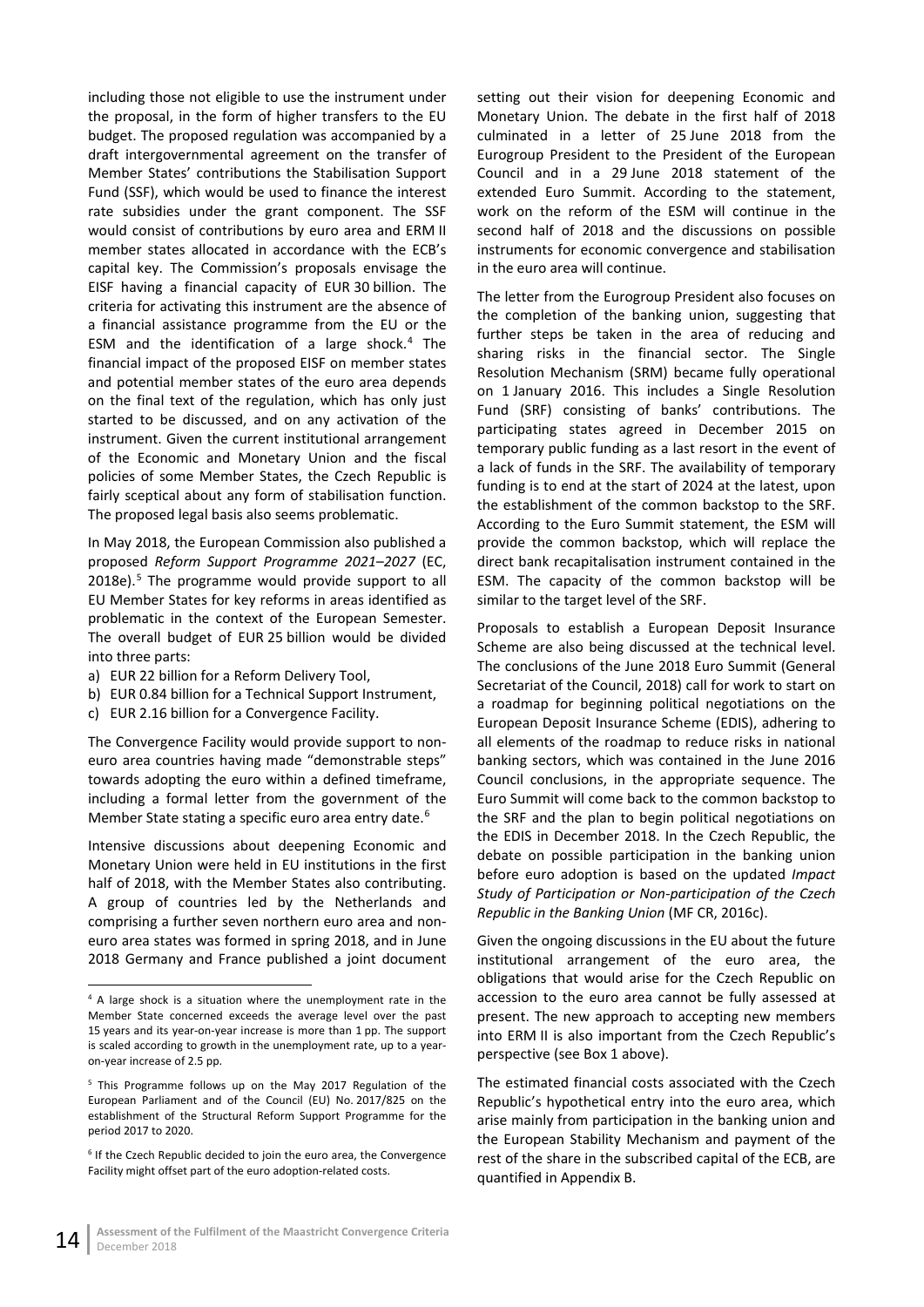including those not eligible to use the instrument under the proposal, in the form of higher transfers to the EU budget. The proposed regulation was accompanied by a draft intergovernmental agreement on the transfer of Member States' contributions the Stabilisation Support Fund (SSF), which would be used to finance the interest rate subsidies under the grant component. The SSF would consist of contributions by euro area and ERM II member states allocated in accordance with the ECB's capital key. The Commission's proposals envisage the EISF having a financial capacity of EUR 30 billion. The criteria for activating this instrument are the absence of a financial assistance programme from the EU or the ESM and the identification of a large shock.[4] The financial impact of the proposed EISF on member states and potential member states of the euro area depends on the final text of the regulation, which has only just started to be discussed, and on any activation of the instrument. Given the current institutional arrangement of the Economic and Monetary Union and the fiscal policies of some Member States, the Czech Republic is fairly sceptical about any form of stabilisation function. The proposed legal basis also seems problematic.

In May 2018, the European Commission also published a proposed *Reform Support Programme 2021–2027* (EC, 2018e).[5] The programme would provide support to all EU Member States for key reforms in areas identified as problematic in the context of the European Semester. The overall budget of EUR 25 billion would be divided into three parts:

a) EUR 22 billion for a Reform Delivery Tool,
b) EUR 0.84 billion for a Technical Support Instrument,
c) EUR 2.16 billion for a Convergence Facility.

The Convergence Facility would provide support to non-euro area countries having made "demonstrable steps" towards adopting the euro within a defined timeframe, including a formal letter from the government of the Member State stating a specific euro area entry date.[6]

Intensive discussions about deepening Economic and Monetary Union were held in EU institutions in the first half of 2018, with the Member States also contributing. A group of countries led by the Netherlands and comprising a further seven northern euro area and non-euro area states was formed in spring 2018, and in June 2018 Germany and France published a joint document setting out their vision for deepening Economic and Monetary Union. The debate in the first half of 2018 culminated in a letter of 25 June 2018 from the Eurogroup President to the President of the European Council and in a 29 June 2018 statement of the extended Euro Summit. According to the statement, work on the reform of the ESM will continue in the second half of 2018 and the discussions on possible instruments for economic convergence and stabilisation in the euro area will continue.

The letter from the Eurogroup President also focuses on the completion of the banking union, suggesting that further steps be taken in the area of reducing and sharing risks in the financial sector. The Single Resolution Mechanism (SRM) became fully operational on 1 January 2016. This includes a Single Resolution Fund (SRF) consisting of banks' contributions. The participating states agreed in December 2015 on temporary public funding as a last resort in the event of a lack of funds in the SRF. The availability of temporary funding is to end at the start of 2024 at the latest, upon the establishment of the common backstop to the SRF. According to the Euro Summit statement, the ESM will provide the common backstop, which will replace the direct bank recapitalisation instrument contained in the ESM. The capacity of the common backstop will be similar to the target level of the SRF.

Proposals to establish a European Deposit Insurance Scheme are also being discussed at the technical level. The conclusions of the June 2018 Euro Summit (General Secretariat of the Council, 2018) call for work to start on a roadmap for beginning political negotiations on the European Deposit Insurance Scheme (EDIS), adhering to all elements of the roadmap to reduce risks in national banking sectors, which was contained in the June 2016 Council conclusions, in the appropriate sequence. The Euro Summit will come back to the common backstop to the SRF and the plan to begin political negotiations on the EDIS in December 2018. In the Czech Republic, the debate on possible participation in the banking union before euro adoption is based on the updated *Impact Study of Participation or Non-participation of the Czech Republic in the Banking Union* (MF CR, 2016c).

Given the ongoing discussions in the EU about the future institutional arrangement of the euro area, the obligations that would arise for the Czech Republic on accession to the euro area cannot be fully assessed at present. The new approach to accepting new members into ERM II is also important from the Czech Republic's perspective (see Box 1 above).

The estimated financial costs associated with the Czech Republic's hypothetical entry into the euro area, which arise mainly from participation in the banking union and the European Stability Mechanism and payment of the rest of the share in the subscribed capital of the ECB, are quantified in Appendix B.

---

[4] A large shock is a situation where the unemployment rate in the Member State concerned exceeds the average level over the past 15 years and its year-on-year increase is more than 1 pp. The support is scaled according to growth in the unemployment rate, up to a year-on-year increase of 2.5 pp.

[5] This Programme follows up on the May 2017 Regulation of the European Parliament and of the Council (EU) No. 2017/825 on the establishment of the Structural Reform Support Programme for the period 2017 to 2020.

[6] If the Czech Republic decided to join the euro area, the Convergence Facility might offset part of the euro adoption-related costs.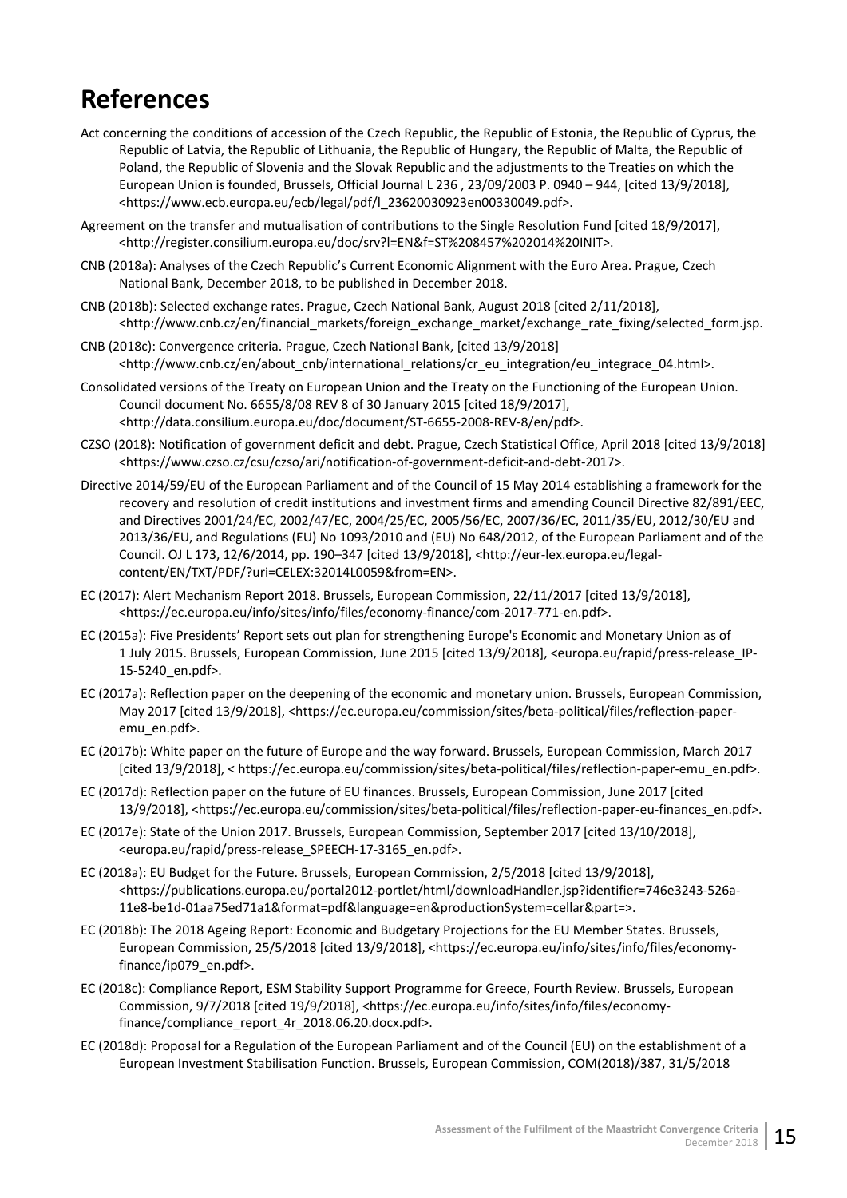# References

Act concerning the conditions of accession of the Czech Republic, the Republic of Estonia, the Republic of Cyprus, the Republic of Latvia, the Republic of Lithuania, the Republic of Hungary, the Republic of Malta, the Republic of Poland, the Republic of Slovenia and the Slovak Republic and the adjustments to the Treaties on which the European Union is founded, Brussels, Official Journal L 236 , 23/09/2003 P. 0940 – 944, [cited 13/9/2018], <https://www.ecb.europa.eu/ecb/legal/pdf/l_23620030923en00330049.pdf>.

Agreement on the transfer and mutualisation of contributions to the Single Resolution Fund [cited 18/9/2017], <http://register.consilium.europa.eu/doc/srv?l=EN&f=ST%208457%202014%20INIT>.

CNB (2018a): Analyses of the Czech Republic's Current Economic Alignment with the Euro Area. Prague, Czech National Bank, December 2018, to be published in December 2018.

CNB (2018b): Selected exchange rates. Prague, Czech National Bank, August 2018 [cited 2/11/2018], <http://www.cnb.cz/en/financial_markets/foreign_exchange_market/exchange_rate_fixing/selected_form.jsp.

CNB (2018c): Convergence criteria. Prague, Czech National Bank, [cited 13/9/2018] <http://www.cnb.cz/en/about_cnb/international_relations/cr_eu_integration/eu_integrace_04.html>.

Consolidated versions of the Treaty on European Union and the Treaty on the Functioning of the European Union. Council document No. 6655/8/08 REV 8 of 30 January 2015 [cited 18/9/2017], <http://data.consilium.europa.eu/doc/document/ST-6655-2008-REV-8/en/pdf>.

CZSO (2018): Notification of government deficit and debt. Prague, Czech Statistical Office, April 2018 [cited 13/9/2018] <https://www.czso.cz/csu/czso/ari/notification-of-government-deficit-and-debt-2017>.

Directive 2014/59/EU of the European Parliament and of the Council of 15 May 2014 establishing a framework for the recovery and resolution of credit institutions and investment firms and amending Council Directive 82/891/EEC, and Directives 2001/24/EC, 2002/47/EC, 2004/25/EC, 2005/56/EC, 2007/36/EC, 2011/35/EU, 2012/30/EU and 2013/36/EU, and Regulations (EU) No 1093/2010 and (EU) No 648/2012, of the European Parliament and of the Council. OJ L 173, 12/6/2014, pp. 190–347 [cited 13/9/2018], <http://eur-lex.europa.eu/legal-content/EN/TXT/PDF/?uri=CELEX:32014L0059&from=EN>.

EC (2017): Alert Mechanism Report 2018. Brussels, European Commission, 22/11/2017 [cited 13/9/2018], <https://ec.europa.eu/info/sites/info/files/economy-finance/com-2017-771-en.pdf>.

EC (2015a): Five Presidents' Report sets out plan for strengthening Europe's Economic and Monetary Union as of 1 July 2015. Brussels, European Commission, June 2015 [cited 13/9/2018], <europa.eu/rapid/press-release_IP-15-5240_en.pdf>.

EC (2017a): Reflection paper on the deepening of the economic and monetary union. Brussels, European Commission, May 2017 [cited 13/9/2018], <https://ec.europa.eu/commission/sites/beta-political/files/reflection-paper-emu_en.pdf>.

EC (2017b): White paper on the future of Europe and the way forward. Brussels, European Commission, March 2017 [cited 13/9/2018], < https://ec.europa.eu/commission/sites/beta-political/files/reflection-paper-emu_en.pdf>.

EC (2017d): Reflection paper on the future of EU finances. Brussels, European Commission, June 2017 [cited 13/9/2018], <https://ec.europa.eu/commission/sites/beta-political/files/reflection-paper-eu-finances_en.pdf>.

EC (2017e): State of the Union 2017. Brussels, European Commission, September 2017 [cited 13/10/2018], <europa.eu/rapid/press-release_SPEECH-17-3165_en.pdf>.

EC (2018a): EU Budget for the Future. Brussels, European Commission, 2/5/2018 [cited 13/9/2018], <https://publications.europa.eu/portal2012-portlet/html/downloadHandler.jsp?identifier=746e3243-526a-11e8-be1d-01aa75ed71a1&format=pdf&language=en&productionSystem=cellar&part=>.

EC (2018b): The 2018 Ageing Report: Economic and Budgetary Projections for the EU Member States. Brussels, European Commission, 25/5/2018 [cited 13/9/2018], <https://ec.europa.eu/info/sites/info/files/economy-finance/ip079_en.pdf>.

EC (2018c): Compliance Report, ESM Stability Support Programme for Greece, Fourth Review. Brussels, European Commission, 9/7/2018 [cited 19/9/2018], <https://ec.europa.eu/info/sites/info/files/economy-finance/compliance_report_4r_2018.06.20.docx.pdf>.

EC (2018d): Proposal for a Regulation of the European Parliament and of the Council (EU) on the establishment of a European Investment Stabilisation Function. Brussels, European Commission, COM(2018)/387, 31/5/2018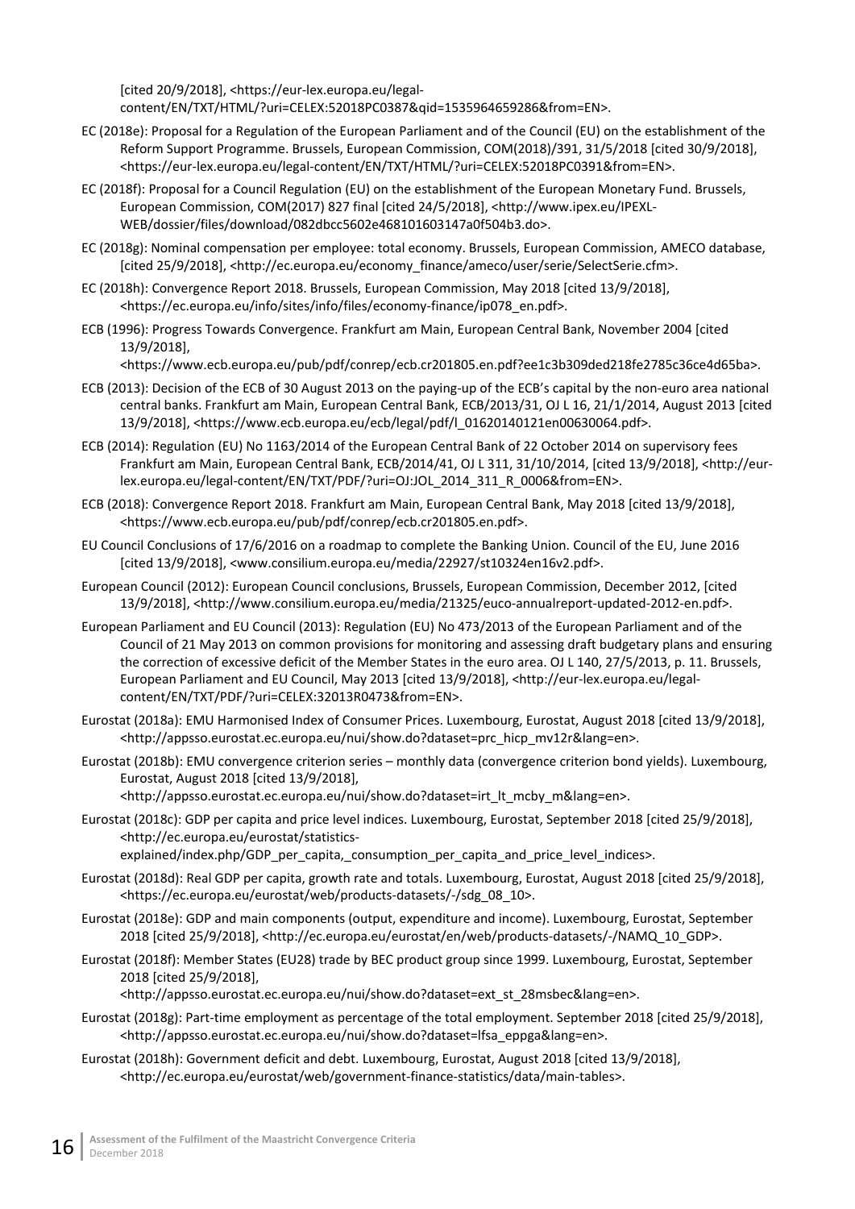[cited 20/9/2018], <https://eur-lex.europa.eu/legal-content/EN/TXT/HTML/?uri=CELEX:52018PC0387&qid=1535964659286&from=EN>.

EC (2018e): Proposal for a Regulation of the European Parliament and of the Council (EU) on the establishment of the Reform Support Programme. Brussels, European Commission, COM(2018)/391, 31/5/2018 [cited 30/9/2018], <https://eur-lex.europa.eu/legal-content/EN/TXT/HTML/?uri=CELEX:52018PC0391&from=EN>.

EC (2018f): Proposal for a Council Regulation (EU) on the establishment of the European Monetary Fund. Brussels, European Commission, COM(2017) 827 final [cited 24/5/2018], <http://www.ipex.eu/IPEXL-WEB/dossier/files/download/082dbcc5602e468101603147a0f504b3.do>.

EC (2018g): Nominal compensation per employee: total economy. Brussels, European Commission, AMECO database, [cited 25/9/2018], <http://ec.europa.eu/economy_finance/ameco/user/serie/SelectSerie.cfm>.

EC (2018h): Convergence Report 2018. Brussels, European Commission, May 2018 [cited 13/9/2018], <https://ec.europa.eu/info/sites/info/files/economy-finance/ip078_en.pdf>.

ECB (1996): Progress Towards Convergence. Frankfurt am Main, European Central Bank, November 2004 [cited 13/9/2018], <https://www.ecb.europa.eu/pub/pdf/conrep/ecb.cr201805.en.pdf?ee1c3b309ded218fe2785c36ce4d65ba>.

ECB (2013): Decision of the ECB of 30 August 2013 on the paying-up of the ECB's capital by the non-euro area national central banks. Frankfurt am Main, European Central Bank, ECB/2013/31, OJ L 16, 21/1/2014, August 2013 [cited 13/9/2018], <https://www.ecb.europa.eu/ecb/legal/pdf/l_01620140121en00630064.pdf>.

ECB (2014): Regulation (EU) No 1163/2014 of the European Central Bank of 22 October 2014 on supervisory fees Frankfurt am Main, European Central Bank, ECB/2014/41, OJ L 311, 31/10/2014, [cited 13/9/2018], <http://eur-lex.europa.eu/legal-content/EN/TXT/PDF/?uri=OJ:JOL_2014_311_R_0006&from=EN>.

ECB (2018): Convergence Report 2018. Frankfurt am Main, European Central Bank, May 2018 [cited 13/9/2018], <https://www.ecb.europa.eu/pub/pdf/conrep/ecb.cr201805.en.pdf>.

EU Council Conclusions of 17/6/2016 on a roadmap to complete the Banking Union. Council of the EU, June 2016 [cited 13/9/2018], <www.consilium.europa.eu/media/22927/st10324en16v2.pdf>.

European Council (2012): European Council conclusions, Brussels, European Commission, December 2012, [cited 13/9/2018], <http://www.consilium.europa.eu/media/21325/euco-annualreport-updated-2012-en.pdf>.

European Parliament and EU Council (2013): Regulation (EU) No 473/2013 of the European Parliament and of the Council of 21 May 2013 on common provisions for monitoring and assessing draft budgetary plans and ensuring the correction of excessive deficit of the Member States in the euro area. OJ L 140, 27/5/2013, p. 11. Brussels, European Parliament and EU Council, May 2013 [cited 13/9/2018], <http://eur-lex.europa.eu/legal-content/EN/TXT/PDF/?uri=CELEX:32013R0473&from=EN>.

Eurostat (2018a): EMU Harmonised Index of Consumer Prices. Luxembourg, Eurostat, August 2018 [cited 13/9/2018], <http://appsso.eurostat.ec.europa.eu/nui/show.do?dataset=prc_hicp_mv12r&lang=en>.

Eurostat (2018b): EMU convergence criterion series – monthly data (convergence criterion bond yields). Luxembourg, Eurostat, August 2018 [cited 13/9/2018], <http://appsso.eurostat.ec.europa.eu/nui/show.do?dataset=irt_lt_mcby_m&lang=en>.

Eurostat (2018c): GDP per capita and price level indices. Luxembourg, Eurostat, September 2018 [cited 25/9/2018], <http://ec.europa.eu/eurostat/statistics-explained/index.php/GDP_per_capita,_consumption_per_capita_and_price_level_indices>.

Eurostat (2018d): Real GDP per capita, growth rate and totals. Luxembourg, Eurostat, August 2018 [cited 25/9/2018], <https://ec.europa.eu/eurostat/web/products-datasets/-/sdg_08_10>.

Eurostat (2018e): GDP and main components (output, expenditure and income). Luxembourg, Eurostat, September 2018 [cited 25/9/2018], <http://ec.europa.eu/eurostat/en/web/products-datasets/-/NAMQ_10_GDP>.

Eurostat (2018f): Member States (EU28) trade by BEC product group since 1999. Luxembourg, Eurostat, September 2018 [cited 25/9/2018], <http://appsso.eurostat.ec.europa.eu/nui/show.do?dataset=ext_st_28msbec&lang=en>.

Eurostat (2018g): Part-time employment as percentage of the total employment. September 2018 [cited 25/9/2018], <http://appsso.eurostat.ec.europa.eu/nui/show.do?dataset=lfsa_eppga&lang=en>.

Eurostat (2018h): Government deficit and debt. Luxembourg, Eurostat, August 2018 [cited 13/9/2018], <http://ec.europa.eu/eurostat/web/government-finance-statistics/data/main-tables>.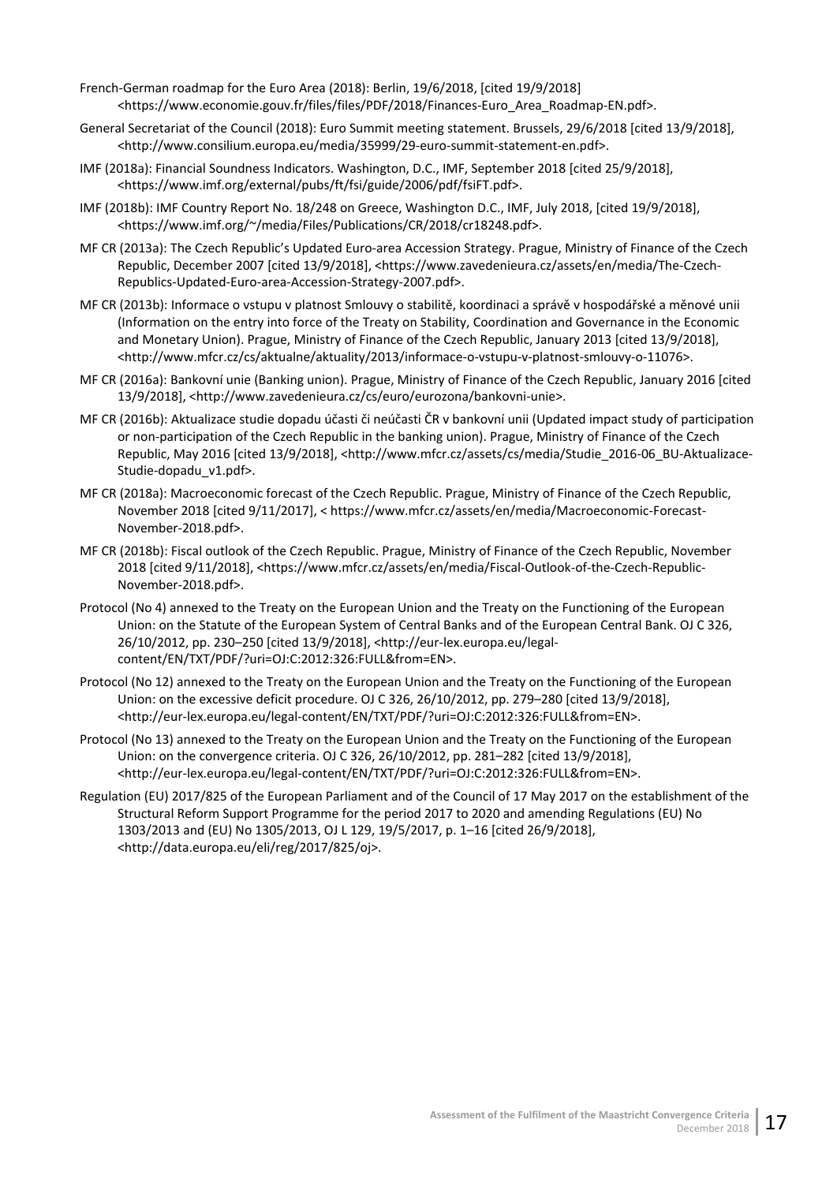French-German roadmap for the Euro Area (2018): Berlin, 19/6/2018, [cited 19/9/2018] <https://www.economie.gouv.fr/files/files/PDF/2018/Finances-Euro_Area_Roadmap-EN.pdf>.

General Secretariat of the Council (2018): Euro Summit meeting statement. Brussels, 29/6/2018 [cited 13/9/2018], <http://www.consilium.europa.eu/media/35999/29-euro-summit-statement-en.pdf>.

IMF (2018a): Financial Soundness Indicators. Washington, D.C., IMF, September 2018 [cited 25/9/2018], <https://www.imf.org/external/pubs/ft/fsi/guide/2006/pdf/fsiFT.pdf>.

IMF (2018b): IMF Country Report No. 18/248 on Greece, Washington D.C., IMF, July 2018, [cited 19/9/2018], <https://www.imf.org/~/media/Files/Publications/CR/2018/cr18248.pdf>.

MF CR (2013a): The Czech Republic's Updated Euro-area Accession Strategy. Prague, Ministry of Finance of the Czech Republic, December 2007 [cited 13/9/2018], <https://www.zavedenieura.cz/assets/en/media/The-Czech-Republics-Updated-Euro-area-Accession-Strategy-2007.pdf>.

MF CR (2013b): Informace o vstupu v platnost Smlouvy o stabilitě, koordinaci a správě v hospodářské a měnové unii (Information on the entry into force of the Treaty on Stability, Coordination and Governance in the Economic and Monetary Union). Prague, Ministry of Finance of the Czech Republic, January 2013 [cited 13/9/2018], <http://www.mfcr.cz/cs/aktualne/aktuality/2013/informace-o-vstupu-v-platnost-smlouvy-o-11076>.

MF CR (2016a): Bankovní unie (Banking union). Prague, Ministry of Finance of the Czech Republic, January 2016 [cited 13/9/2018], <http://www.zavedenieura.cz/cs/euro/eurozona/bankovni-unie>.

MF CR (2016b): Aktualizace studie dopadu účasti či neúčasti ČR v bankovní unii (Updated impact study of participation or non-participation of the Czech Republic in the banking union). Prague, Ministry of Finance of the Czech Republic, May 2016 [cited 13/9/2018], <http://www.mfcr.cz/assets/cs/media/Studie_2016-06_BU-Aktualizace-Studie-dopadu_v1.pdf>.

MF CR (2018a): Macroeconomic forecast of the Czech Republic. Prague, Ministry of Finance of the Czech Republic, November 2018 [cited 9/11/2017], < https://www.mfcr.cz/assets/en/media/Macroeconomic-Forecast-November-2018.pdf>.

MF CR (2018b): Fiscal outlook of the Czech Republic. Prague, Ministry of Finance of the Czech Republic, November 2018 [cited 9/11/2018], <https://www.mfcr.cz/assets/en/media/Fiscal-Outlook-of-the-Czech-Republic-November-2018.pdf>.

Protocol (No 4) annexed to the Treaty on the European Union and the Treaty on the Functioning of the European Union: on the Statute of the European System of Central Banks and of the European Central Bank. OJ C 326, 26/10/2012, pp. 230–250 [cited 13/9/2018], <http://eur-lex.europa.eu/legal-content/EN/TXT/PDF/?uri=OJ:C:2012:326:FULL&from=EN>.

Protocol (No 12) annexed to the Treaty on the European Union and the Treaty on the Functioning of the European Union: on the excessive deficit procedure. OJ C 326, 26/10/2012, pp. 279–280 [cited 13/9/2018], <http://eur-lex.europa.eu/legal-content/EN/TXT/PDF/?uri=OJ:C:2012:326:FULL&from=EN>.

Protocol (No 13) annexed to the Treaty on the European Union and the Treaty on the Functioning of the European Union: on the convergence criteria. OJ C 326, 26/10/2012, pp. 281–282 [cited 13/9/2018], <http://eur-lex.europa.eu/legal-content/EN/TXT/PDF/?uri=OJ:C:2012:326:FULL&from=EN>.

Regulation (EU) 2017/825 of the European Parliament and of the Council of 17 May 2017 on the establishment of the Structural Reform Support Programme for the period 2017 to 2020 and amending Regulations (EU) No 1303/2013 and (EU) No 1305/2013, OJ L 129, 19/5/2017, p. 1–16 [cited 26/9/2018], <http://data.europa.eu/eli/reg/2017/825/oj>.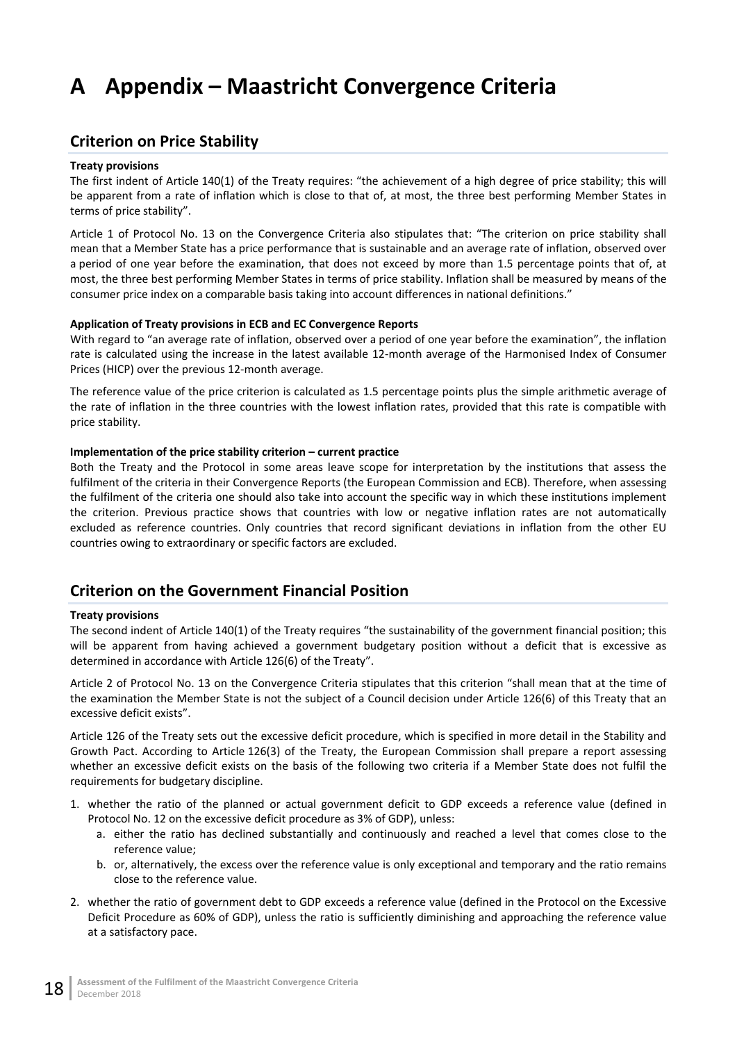# A Appendix – Maastricht Convergence Criteria

## Criterion on Price Stability

**Treaty provisions**

The first indent of Article 140(1) of the Treaty requires: "the achievement of a high degree of price stability; this will be apparent from a rate of inflation which is close to that of, at most, the three best performing Member States in terms of price stability".

Article 1 of Protocol No. 13 on the Convergence Criteria also stipulates that: "The criterion on price stability shall mean that a Member State has a price performance that is sustainable and an average rate of inflation, observed over a period of one year before the examination, that does not exceed by more than 1.5 percentage points that of, at most, the three best performing Member States in terms of price stability. Inflation shall be measured by means of the consumer price index on a comparable basis taking into account differences in national definitions."

**Application of Treaty provisions in ECB and EC Convergence Reports**

With regard to "an average rate of inflation, observed over a period of one year before the examination", the inflation rate is calculated using the increase in the latest available 12-month average of the Harmonised Index of Consumer Prices (HICP) over the previous 12-month average.

The reference value of the price criterion is calculated as 1.5 percentage points plus the simple arithmetic average of the rate of inflation in the three countries with the lowest inflation rates, provided that this rate is compatible with price stability.

**Implementation of the price stability criterion – current practice**

Both the Treaty and the Protocol in some areas leave scope for interpretation by the institutions that assess the fulfilment of the criteria in their Convergence Reports (the European Commission and ECB). Therefore, when assessing the fulfilment of the criteria one should also take into account the specific way in which these institutions implement the criterion. Previous practice shows that countries with low or negative inflation rates are not automatically excluded as reference countries. Only countries that record significant deviations in inflation from the other EU countries owing to extraordinary or specific factors are excluded.

## Criterion on the Government Financial Position

**Treaty provisions**

The second indent of Article 140(1) of the Treaty requires "the sustainability of the government financial position; this will be apparent from having achieved a government budgetary position without a deficit that is excessive as determined in accordance with Article 126(6) of the Treaty".

Article 2 of Protocol No. 13 on the Convergence Criteria stipulates that this criterion "shall mean that at the time of the examination the Member State is not the subject of a Council decision under Article 126(6) of this Treaty that an excessive deficit exists".

Article 126 of the Treaty sets out the excessive deficit procedure, which is specified in more detail in the Stability and Growth Pact. According to Article 126(3) of the Treaty, the European Commission shall prepare a report assessing whether an excessive deficit exists on the basis of the following two criteria if a Member State does not fulfil the requirements for budgetary discipline.

1. whether the ratio of the planned or actual government deficit to GDP exceeds a reference value (defined in Protocol No. 12 on the excessive deficit procedure as 3% of GDP), unless:
   a. either the ratio has declined substantially and continuously and reached a level that comes close to the reference value;
   b. or, alternatively, the excess over the reference value is only exceptional and temporary and the ratio remains close to the reference value.
2. whether the ratio of government debt to GDP exceeds a reference value (defined in the Protocol on the Excessive Deficit Procedure as 60% of GDP), unless the ratio is sufficiently diminishing and approaching the reference value at a satisfactory pace.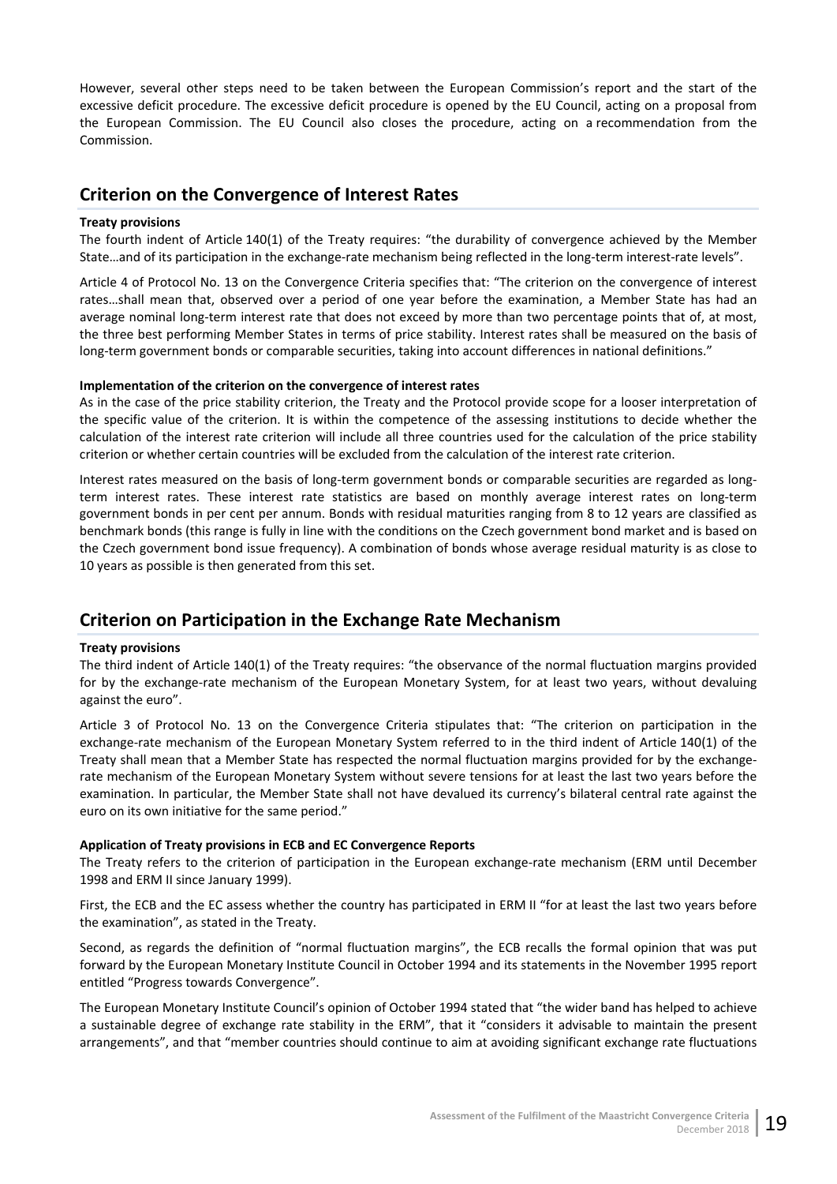However, several other steps need to be taken between the European Commission's report and the start of the excessive deficit procedure. The excessive deficit procedure is opened by the EU Council, acting on a proposal from the European Commission. The EU Council also closes the procedure, acting on a recommendation from the Commission.

## Criterion on the Convergence of Interest Rates

**Treaty provisions**

The fourth indent of Article 140(1) of the Treaty requires: "the durability of convergence achieved by the Member State…and of its participation in the exchange-rate mechanism being reflected in the long-term interest-rate levels".

Article 4 of Protocol No. 13 on the Convergence Criteria specifies that: "The criterion on the convergence of interest rates…shall mean that, observed over a period of one year before the examination, a Member State has had an average nominal long-term interest rate that does not exceed by more than two percentage points that of, at most, the three best performing Member States in terms of price stability. Interest rates shall be measured on the basis of long-term government bonds or comparable securities, taking into account differences in national definitions."

**Implementation of the criterion on the convergence of interest rates**

As in the case of the price stability criterion, the Treaty and the Protocol provide scope for a looser interpretation of the specific value of the criterion. It is within the competence of the assessing institutions to decide whether the calculation of the interest rate criterion will include all three countries used for the calculation of the price stability criterion or whether certain countries will be excluded from the calculation of the interest rate criterion.

Interest rates measured on the basis of long-term government bonds or comparable securities are regarded as long-term interest rates. These interest rate statistics are based on monthly average interest rates on long-term government bonds in per cent per annum. Bonds with residual maturities ranging from 8 to 12 years are classified as benchmark bonds (this range is fully in line with the conditions on the Czech government bond market and is based on the Czech government bond issue frequency). A combination of bonds whose average residual maturity is as close to 10 years as possible is then generated from this set.

## Criterion on Participation in the Exchange Rate Mechanism

**Treaty provisions**

The third indent of Article 140(1) of the Treaty requires: "the observance of the normal fluctuation margins provided for by the exchange-rate mechanism of the European Monetary System, for at least two years, without devaluing against the euro".

Article 3 of Protocol No. 13 on the Convergence Criteria stipulates that: "The criterion on participation in the exchange-rate mechanism of the European Monetary System referred to in the third indent of Article 140(1) of the Treaty shall mean that a Member State has respected the normal fluctuation margins provided for by the exchange-rate mechanism of the European Monetary System without severe tensions for at least the last two years before the examination. In particular, the Member State shall not have devalued its currency's bilateral central rate against the euro on its own initiative for the same period."

**Application of Treaty provisions in ECB and EC Convergence Reports**

The Treaty refers to the criterion of participation in the European exchange-rate mechanism (ERM until December 1998 and ERM II since January 1999).

First, the ECB and the EC assess whether the country has participated in ERM II "for at least the last two years before the examination", as stated in the Treaty.

Second, as regards the definition of "normal fluctuation margins", the ECB recalls the formal opinion that was put forward by the European Monetary Institute Council in October 1994 and its statements in the November 1995 report entitled "Progress towards Convergence".

The European Monetary Institute Council's opinion of October 1994 stated that "the wider band has helped to achieve a sustainable degree of exchange rate stability in the ERM", that it "considers it advisable to maintain the present arrangements", and that "member countries should continue to aim at avoiding significant exchange rate fluctuations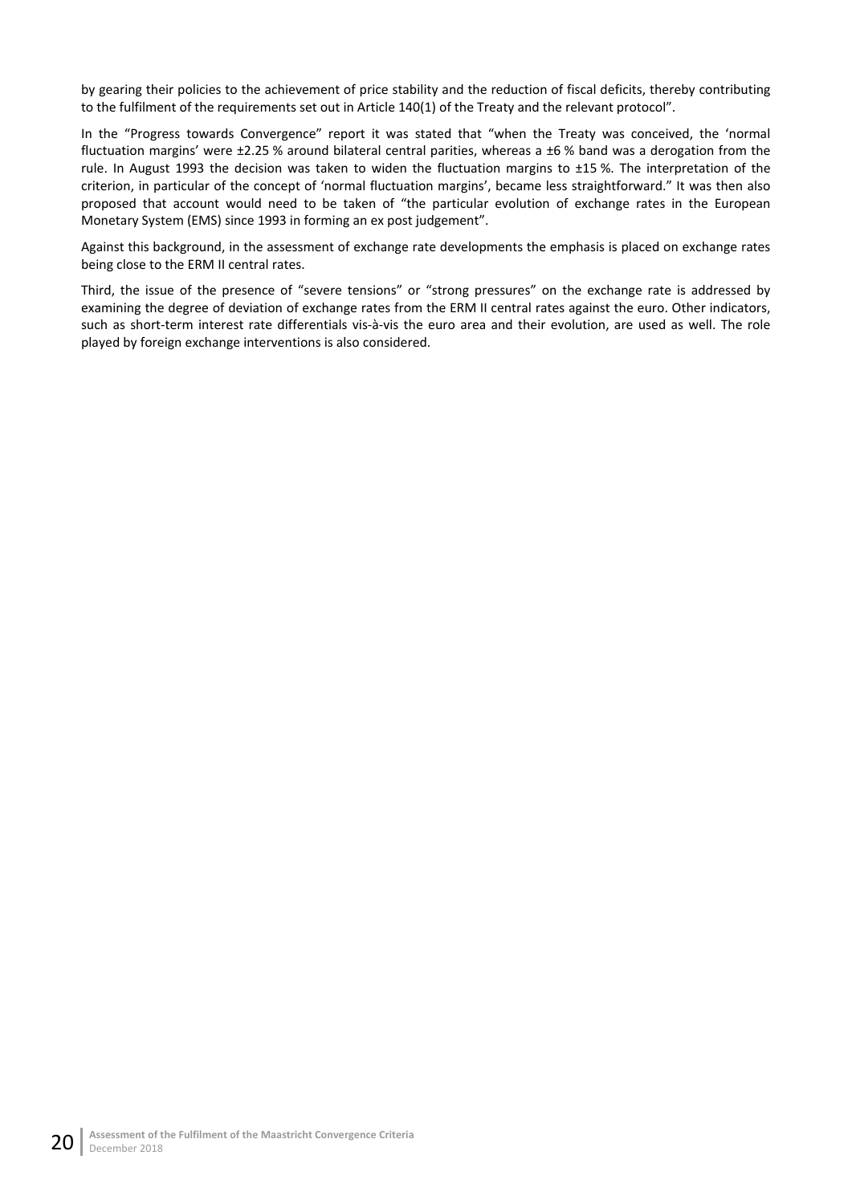by gearing their policies to the achievement of price stability and the reduction of fiscal deficits, thereby contributing to the fulfilment of the requirements set out in Article 140(1) of the Treaty and the relevant protocol".

In the "Progress towards Convergence" report it was stated that "when the Treaty was conceived, the 'normal fluctuation margins' were ±2.25 % around bilateral central parities, whereas a ±6 % band was a derogation from the rule. In August 1993 the decision was taken to widen the fluctuation margins to ±15 %. The interpretation of the criterion, in particular of the concept of 'normal fluctuation margins', became less straightforward." It was then also proposed that account would need to be taken of "the particular evolution of exchange rates in the European Monetary System (EMS) since 1993 in forming an ex post judgement".

Against this background, in the assessment of exchange rate developments the emphasis is placed on exchange rates being close to the ERM II central rates.

Third, the issue of the presence of "severe tensions" or "strong pressures" on the exchange rate is addressed by examining the degree of deviation of exchange rates from the ERM II central rates against the euro. Other indicators, such as short-term interest rate differentials vis-à-vis the euro area and their evolution, are used as well. The role played by foreign exchange interventions is also considered.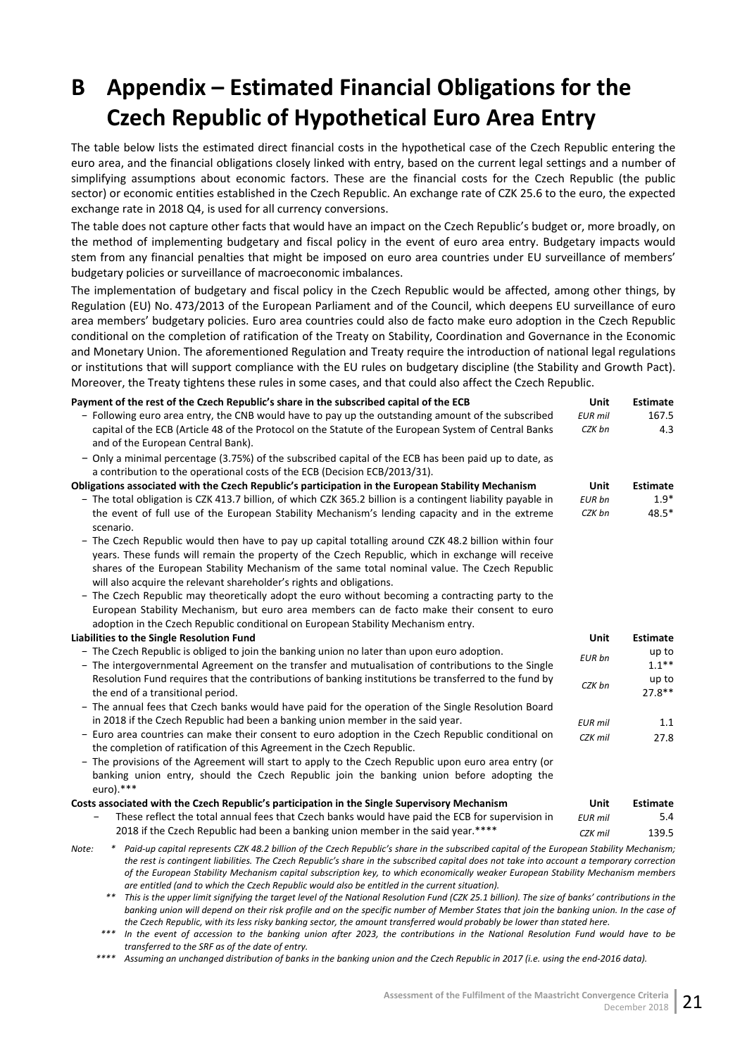# B Appendix – Estimated Financial Obligations for the Czech Republic of Hypothetical Euro Area Entry

The table below lists the estimated direct financial costs in the hypothetical case of the Czech Republic entering the euro area, and the financial obligations closely linked with entry, based on the current legal settings and a number of simplifying assumptions about economic factors. These are the financial costs for the Czech Republic (the public sector) or economic entities established in the Czech Republic. An exchange rate of CZK 25.6 to the euro, the expected exchange rate in 2018 Q4, is used for all currency conversions.

The table does not capture other facts that would have an impact on the Czech Republic's budget or, more broadly, on the method of implementing budgetary and fiscal policy in the event of euro area entry. Budgetary impacts would stem from any financial penalties that might be imposed on euro area countries under EU surveillance of members' budgetary policies or surveillance of macroeconomic imbalances.

The implementation of budgetary and fiscal policy in the Czech Republic would be affected, among other things, by Regulation (EU) No. 473/2013 of the European Parliament and of the Council, which deepens EU surveillance of euro area members' budgetary policies. Euro area countries could also de facto make euro adoption in the Czech Republic conditional on the completion of ratification of the Treaty on Stability, Coordination and Governance in the Economic and Monetary Union. The aforementioned Regulation and Treaty require the introduction of national legal regulations or institutions that will support compliance with the EU rules on budgetary discipline (the Stability and Growth Pact). Moreover, the Treaty tightens these rules in some cases, and that could also affect the Czech Republic.

| **Payment of the rest of the Czech Republic's share in the subscribed capital of the ECB** | **Unit** | **Estimate** |
|---|---|---|
| − Following euro area entry, the CNB would have to pay up the outstanding amount of the subscribed capital of the ECB (Article 48 of the Protocol on the Statute of the European System of Central Banks and of the European Central Bank). | *EUR mil*<br>*CZK bn* | 167.5<br>4.3 |
| − Only a minimal percentage (3.75%) of the subscribed capital of the ECB has been paid up to date, as a contribution to the operational costs of the ECB (Decision ECB/2013/31). | | |
| **Obligations associated with the Czech Republic's participation in the European Stability Mechanism** | **Unit** | **Estimate** |
| − The total obligation is CZK 413.7 billion, of which CZK 365.2 billion is a contingent liability payable in the event of full use of the European Stability Mechanism's lending capacity and in the extreme scenario. | *EUR bn*<br>*CZK bn* | 1.9*<br>48.5* |
| − The Czech Republic would then have to pay up capital totalling around CZK 48.2 billion within four years. These funds will remain the property of the Czech Republic, which in exchange will receive shares of the European Stability Mechanism of the same total nominal value. The Czech Republic will also acquire the relevant shareholder's rights and obligations. | | |
| − The Czech Republic may theoretically adopt the euro without becoming a contracting party to the European Stability Mechanism, but euro area members can de facto make their consent to euro adoption in the Czech Republic conditional on European Stability Mechanism entry. | | |
| **Liabilities to the Single Resolution Fund** | **Unit** | **Estimate** |
| − The Czech Republic is obliged to join the banking union no later than upon euro adoption.<br>− The intergovernmental Agreement on the transfer and mutualisation of contributions to the Single Resolution Fund requires that the contributions of banking institutions be transferred to the fund by the end of a transitional period. | *EUR bn*<br>*CZK bn* | up to 1.1**<br>up to 27.8** |
| − The annual fees that Czech banks would have paid for the operation of the Single Resolution Board in 2018 if the Czech Republic had been a banking union member in the said year. | *EUR mil*<br>*CZK mil* | 1.1<br>27.8 |
| − Euro area countries can make their consent to euro adoption in the Czech Republic conditional on the completion of ratification of this Agreement in the Czech Republic. | | |
| − The provisions of the Agreement will start to apply to the Czech Republic upon euro area entry (or banking union entry, should the Czech Republic join the banking union before adopting the euro).*** | | |
| **Costs associated with the Czech Republic's participation in the Single Supervisory Mechanism** | **Unit** | **Estimate** |
| − These reflect the total annual fees that Czech banks would have paid the ECB for supervision in 2018 if the Czech Republic had been a banking union member in the said year.**** | *EUR mil*<br>*CZK mil* | 5.4<br>139.5 |

*Note:* \* *Paid-up capital represents CZK 48.2 billion of the Czech Republic's share in the subscribed capital of the European Stability Mechanism; the rest is contingent liabilities. The Czech Republic's share in the subscribed capital does not take into account a temporary correction of the European Stability Mechanism capital subscription key, to which economically weaker European Stability Mechanism members are entitled (and to which the Czech Republic would also be entitled in the current situation).*

\*\* *This is the upper limit signifying the target level of the National Resolution Fund (CZK 25.1 billion). The size of banks' contributions in the banking union will depend on their risk profile and on the specific number of Member States that join the banking union. In the case of the Czech Republic, with its less risky banking sector, the amount transferred would probably be lower than stated here.*

\*\*\* *In the event of accession to the banking union after 2023, the contributions in the National Resolution Fund would have to be transferred to the SRF as of the date of entry.*

\*\*\*\* *Assuming an unchanged distribution of banks in the banking union and the Czech Republic in 2017 (i.e. using the end-2016 data).*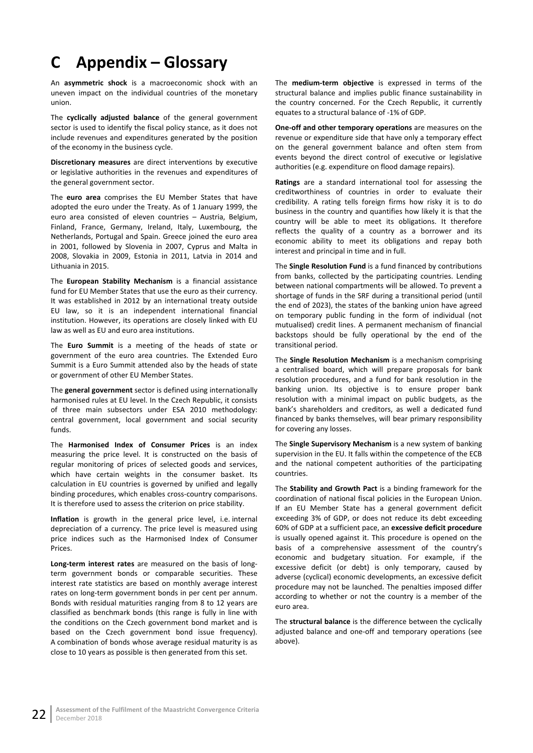# C Appendix – Glossary

An **asymmetric shock** is a macroeconomic shock with an uneven impact on the individual countries of the monetary union.

The **cyclically adjusted balance** of the general government sector is used to identify the fiscal policy stance, as it does not include revenues and expenditures generated by the position of the economy in the business cycle.

**Discretionary measures** are direct interventions by executive or legislative authorities in the revenues and expenditures of the general government sector.

The **euro area** comprises the EU Member States that have adopted the euro under the Treaty. As of 1 January 1999, the euro area consisted of eleven countries – Austria, Belgium, Finland, France, Germany, Ireland, Italy, Luxembourg, the Netherlands, Portugal and Spain. Greece joined the euro area in 2001, followed by Slovenia in 2007, Cyprus and Malta in 2008, Slovakia in 2009, Estonia in 2011, Latvia in 2014 and Lithuania in 2015.

The **European Stability Mechanism** is a financial assistance fund for EU Member States that use the euro as their currency. It was established in 2012 by an international treaty outside EU law, so it is an independent international financial institution. However, its operations are closely linked with EU law as well as EU and euro area institutions.

The **Euro Summit** is a meeting of the heads of state or government of the euro area countries. The Extended Euro Summit is a Euro Summit attended also by the heads of state or government of other EU Member States.

The **general government** sector is defined using internationally harmonised rules at EU level. In the Czech Republic, it consists of three main subsectors under ESA 2010 methodology: central government, local government and social security funds.

The **Harmonised Index of Consumer Prices** is an index measuring the price level. It is constructed on the basis of regular monitoring of prices of selected goods and services, which have certain weights in the consumer basket. Its calculation in EU countries is governed by unified and legally binding procedures, which enables cross-country comparisons. It is therefore used to assess the criterion on price stability.

**Inflation** is growth in the general price level, i.e. internal depreciation of a currency. The price level is measured using price indices such as the Harmonised Index of Consumer Prices.

**Long-term interest rates** are measured on the basis of long-term government bonds or comparable securities. These interest rate statistics are based on monthly average interest rates on long-term government bonds in per cent per annum. Bonds with residual maturities ranging from 8 to 12 years are classified as benchmark bonds (this range is fully in line with the conditions on the Czech government bond market and is based on the Czech government bond issue frequency). A combination of bonds whose average residual maturity is as close to 10 years as possible is then generated from this set.

The **medium-term objective** is expressed in terms of the structural balance and implies public finance sustainability in the country concerned. For the Czech Republic, it currently equates to a structural balance of -1% of GDP.

**One-off and other temporary operations** are measures on the revenue or expenditure side that have only a temporary effect on the general government balance and often stem from events beyond the direct control of executive or legislative authorities (e.g. expenditure on flood damage repairs).

**Ratings** are a standard international tool for assessing the creditworthiness of countries in order to evaluate their credibility. A rating tells foreign firms how risky it is to do business in the country and quantifies how likely it is that the country will be able to meet its obligations. It therefore reflects the quality of a country as a borrower and its economic ability to meet its obligations and repay both interest and principal in time and in full.

The **Single Resolution Fund** is a fund financed by contributions from banks, collected by the participating countries. Lending between national compartments will be allowed. To prevent a shortage of funds in the SRF during a transitional period (until the end of 2023), the states of the banking union have agreed on temporary public funding in the form of individual (not mutualised) credit lines. A permanent mechanism of financial backstops should be fully operational by the end of the transitional period.

The **Single Resolution Mechanism** is a mechanism comprising a centralised board, which will prepare proposals for bank resolution procedures, and a fund for bank resolution in the banking union. Its objective is to ensure proper bank resolution with a minimal impact on public budgets, as the bank's shareholders and creditors, as well a dedicated fund financed by banks themselves, will bear primary responsibility for covering any losses.

The **Single Supervisory Mechanism** is a new system of banking supervision in the EU. It falls within the competence of the ECB and the national competent authorities of the participating countries.

The **Stability and Growth Pact** is a binding framework for the coordination of national fiscal policies in the European Union. If an EU Member State has a general government deficit exceeding 3% of GDP, or does not reduce its debt exceeding 60% of GDP at a sufficient pace, an **excessive deficit procedure** is usually opened against it. This procedure is opened on the basis of a comprehensive assessment of the country's economic and budgetary situation. For example, if the excessive deficit (or debt) is only temporary, caused by adverse (cyclical) economic developments, an excessive deficit procedure may not be launched. The penalties imposed differ according to whether or not the country is a member of the euro area.

The **structural balance** is the difference between the cyclically adjusted balance and one-off and temporary operations (see above).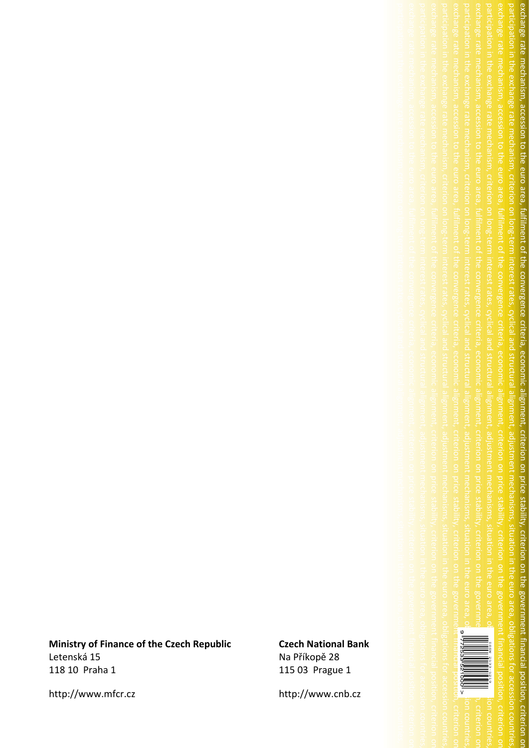**Ministry of Finance of the Czech Republic**
Letenská 15
118 10 Praha 1

http://www.mfcr.cz

**Czech National Bank**
Na Příkopě 28
115 03 Prague 1

http://www.cnb.cz